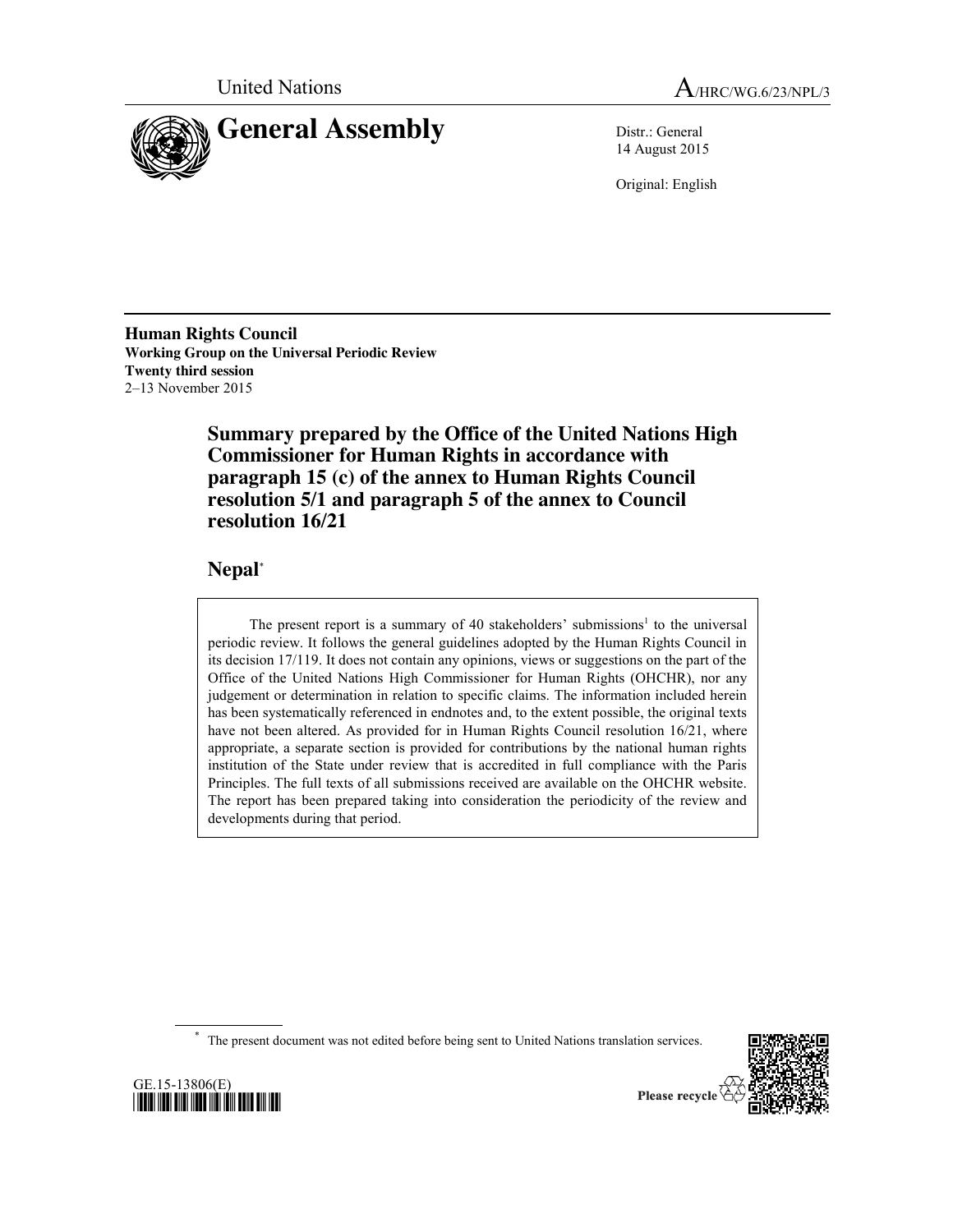United Nations

A/HRC/WG.6/23/NPL/3

# General Assembly

Distr.: General
14 August 2015

Original: English

**Human Rights Council**
**Working Group on the Universal Periodic Review**
**Twenty third session**
2–13 November 2015

## Summary prepared by the Office of the United Nations High Commissioner for Human Rights in accordance with paragraph 15 (c) of the annex to Human Rights Council resolution 5/1 and paragraph 5 of the annex to Council resolution 16/21

## Nepal*

The present report is a summary of 40 stakeholders' submissions[1] to the universal periodic review. It follows the general guidelines adopted by the Human Rights Council in its decision 17/119. It does not contain any opinions, views or suggestions on the part of the Office of the United Nations High Commissioner for Human Rights (OHCHR), nor any judgement or determination in relation to specific claims. The information included herein has been systematically referenced in endnotes and, to the extent possible, the original texts have not been altered. As provided for in Human Rights Council resolution 16/21, where appropriate, a separate section is provided for contributions by the national human rights institution of the State under review that is accredited in full compliance with the Paris Principles. The full texts of all submissions received are available on the OHCHR website. The report has been prepared taking into consideration the periodicity of the review and developments during that period.

\* The present document was not edited before being sent to United Nations translation services.

GE.15-13806(E)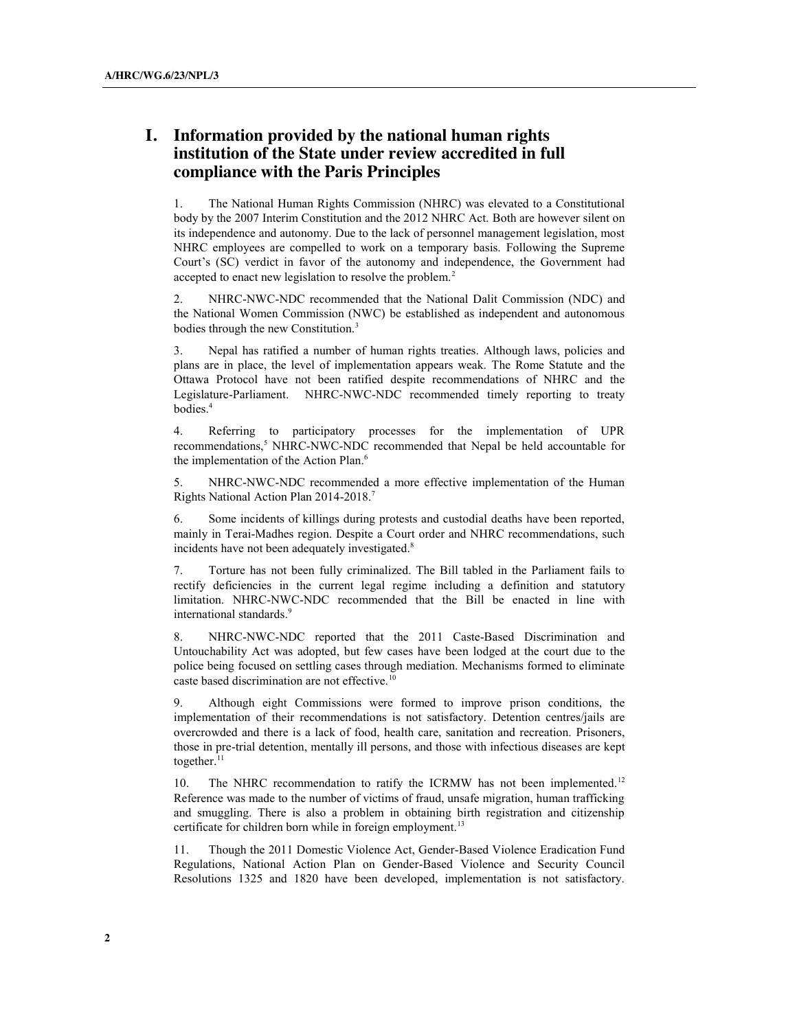# I. Information provided by the national human rights institution of the State under review accredited in full compliance with the Paris Principles

1. The National Human Rights Commission (NHRC) was elevated to a Constitutional body by the 2007 Interim Constitution and the 2012 NHRC Act. Both are however silent on its independence and autonomy. Due to the lack of personnel management legislation, most NHRC employees are compelled to work on a temporary basis. Following the Supreme Court's (SC) verdict in favor of the autonomy and independence, the Government had accepted to enact new legislation to resolve the problem.[2]

2. NHRC-NWC-NDC recommended that the National Dalit Commission (NDC) and the National Women Commission (NWC) be established as independent and autonomous bodies through the new Constitution.[3]

3. Nepal has ratified a number of human rights treaties. Although laws, policies and plans are in place, the level of implementation appears weak. The Rome Statute and the Ottawa Protocol have not been ratified despite recommendations of NHRC and the Legislature-Parliament. NHRC-NWC-NDC recommended timely reporting to treaty bodies.[4]

4. Referring to participatory processes for the implementation of UPR recommendations,[5] NHRC-NWC-NDC recommended that Nepal be held accountable for the implementation of the Action Plan.[6]

5. NHRC-NWC-NDC recommended a more effective implementation of the Human Rights National Action Plan 2014-2018.[7]

6. Some incidents of killings during protests and custodial deaths have been reported, mainly in Terai-Madhes region. Despite a Court order and NHRC recommendations, such incidents have not been adequately investigated.[8]

7. Torture has not been fully criminalized. The Bill tabled in the Parliament fails to rectify deficiencies in the current legal regime including a definition and statutory limitation. NHRC-NWC-NDC recommended that the Bill be enacted in line with international standards.[9]

8. NHRC-NWC-NDC reported that the 2011 Caste-Based Discrimination and Untouchability Act was adopted, but few cases have been lodged at the court due to the police being focused on settling cases through mediation. Mechanisms formed to eliminate caste based discrimination are not effective.[10]

9. Although eight Commissions were formed to improve prison conditions, the implementation of their recommendations is not satisfactory. Detention centres/jails are overcrowded and there is a lack of food, health care, sanitation and recreation. Prisoners, those in pre-trial detention, mentally ill persons, and those with infectious diseases are kept together.[11]

10. The NHRC recommendation to ratify the ICRMW has not been implemented.[12] Reference was made to the number of victims of fraud, unsafe migration, human trafficking and smuggling. There is also a problem in obtaining birth registration and citizenship certificate for children born while in foreign employment.[13]

11. Though the 2011 Domestic Violence Act, Gender-Based Violence Eradication Fund Regulations, National Action Plan on Gender-Based Violence and Security Council Resolutions 1325 and 1820 have been developed, implementation is not satisfactory.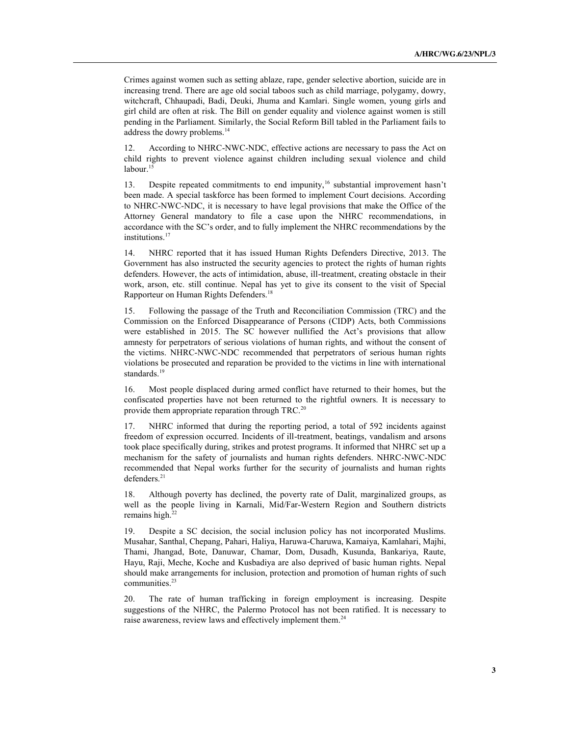Crimes against women such as setting ablaze, rape, gender selective abortion, suicide are in increasing trend. There are age old social taboos such as child marriage, polygamy, dowry, witchcraft, Chhaupadi, Badi, Deuki, Jhuma and Kamlari. Single women, young girls and girl child are often at risk. The Bill on gender equality and violence against women is still pending in the Parliament. Similarly, the Social Reform Bill tabled in the Parliament fails to address the dowry problems.[14]

12. According to NHRC-NWC-NDC, effective actions are necessary to pass the Act on child rights to prevent violence against children including sexual violence and child labour.[15]

13. Despite repeated commitments to end impunity,[16] substantial improvement hasn't been made. A special taskforce has been formed to implement Court decisions. According to NHRC-NWC-NDC, it is necessary to have legal provisions that make the Office of the Attorney General mandatory to file a case upon the NHRC recommendations, in accordance with the SC's order, and to fully implement the NHRC recommendations by the institutions.[17]

14. NHRC reported that it has issued Human Rights Defenders Directive, 2013. The Government has also instructed the security agencies to protect the rights of human rights defenders. However, the acts of intimidation, abuse, ill-treatment, creating obstacle in their work, arson, etc. still continue. Nepal has yet to give its consent to the visit of Special Rapporteur on Human Rights Defenders.[18]

15. Following the passage of the Truth and Reconciliation Commission (TRC) and the Commission on the Enforced Disappearance of Persons (CIDP) Acts, both Commissions were established in 2015. The SC however nullified the Act's provisions that allow amnesty for perpetrators of serious violations of human rights, and without the consent of the victims. NHRC-NWC-NDC recommended that perpetrators of serious human rights violations be prosecuted and reparation be provided to the victims in line with international standards.[19]

16. Most people displaced during armed conflict have returned to their homes, but the confiscated properties have not been returned to the rightful owners. It is necessary to provide them appropriate reparation through TRC.[20]

17. NHRC informed that during the reporting period, a total of 592 incidents against freedom of expression occurred. Incidents of ill-treatment, beatings, vandalism and arsons took place specifically during, strikes and protest programs. It informed that NHRC set up a mechanism for the safety of journalists and human rights defenders. NHRC-NWC-NDC recommended that Nepal works further for the security of journalists and human rights defenders.[21]

18. Although poverty has declined, the poverty rate of Dalit, marginalized groups, as well as the people living in Karnali, Mid/Far-Western Region and Southern districts remains high.[22]

19. Despite a SC decision, the social inclusion policy has not incorporated Muslims. Musahar, Santhal, Chepang, Pahari, Haliya, Haruwa-Charuwa, Kamaiya, Kamlahari, Majhi, Thami, Jhangad, Bote, Danuwar, Chamar, Dom, Dusadh, Kusunda, Bankariya, Raute, Hayu, Raji, Meche, Koche and Kusbadiya are also deprived of basic human rights. Nepal should make arrangements for inclusion, protection and promotion of human rights of such communities.[23]

20. The rate of human trafficking in foreign employment is increasing. Despite suggestions of the NHRC, the Palermo Protocol has not been ratified. It is necessary to raise awareness, review laws and effectively implement them.[24]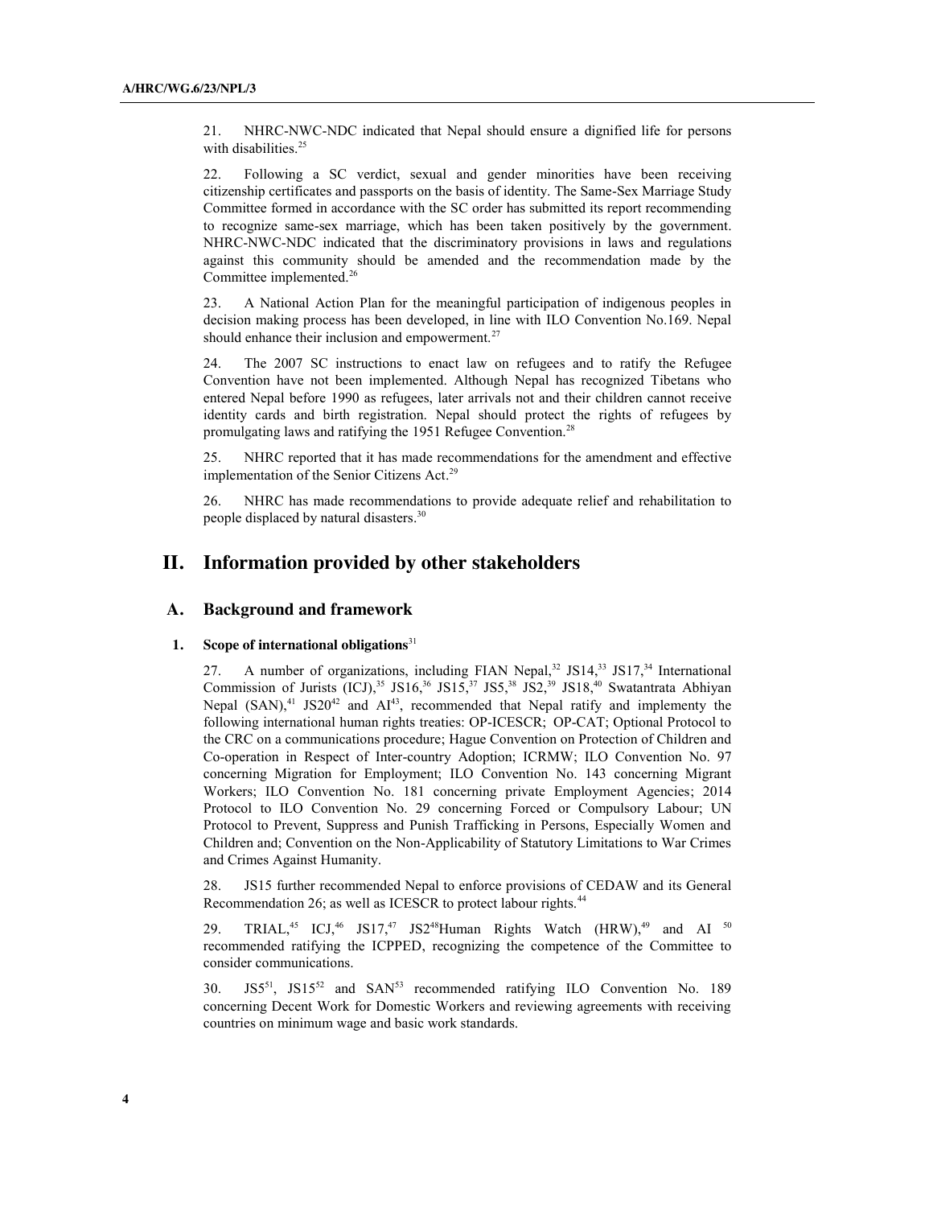21. NHRC-NWC-NDC indicated that Nepal should ensure a dignified life for persons with disabilities.[25]

22. Following a SC verdict, sexual and gender minorities have been receiving citizenship certificates and passports on the basis of identity. The Same-Sex Marriage Study Committee formed in accordance with the SC order has submitted its report recommending to recognize same-sex marriage, which has been taken positively by the government. NHRC-NWC-NDC indicated that the discriminatory provisions in laws and regulations against this community should be amended and the recommendation made by the Committee implemented.[26]

23. A National Action Plan for the meaningful participation of indigenous peoples in decision making process has been developed, in line with ILO Convention No.169. Nepal should enhance their inclusion and empowerment.[27]

24. The 2007 SC instructions to enact law on refugees and to ratify the Refugee Convention have not been implemented. Although Nepal has recognized Tibetans who entered Nepal before 1990 as refugees, later arrivals not and their children cannot receive identity cards and birth registration. Nepal should protect the rights of refugees by promulgating laws and ratifying the 1951 Refugee Convention.[28]

25. NHRC reported that it has made recommendations for the amendment and effective implementation of the Senior Citizens Act.[29]

26. NHRC has made recommendations to provide adequate relief and rehabilitation to people displaced by natural disasters.[30]

# II. Information provided by other stakeholders

## A. Background and framework

### 1. Scope of international obligations[31]

27. A number of organizations, including FIAN Nepal,[32] JS14,[33] JS17,[34] International Commission of Jurists (ICJ),[35] JS16,[36] JS15,[37] JS5,[38] JS2,[39] JS18,[40] Swatantrata Abhiyan Nepal (SAN),[41] JS20[42] and AI[43], recommended that Nepal ratify and implemeny the following international human rights treaties: OP-ICESCR; OP-CAT; Optional Protocol to the CRC on a communications procedure; Hague Convention on Protection of Children and Co-operation in Respect of Inter-country Adoption; ICRMW; ILO Convention No. 97 concerning Migration for Employment; ILO Convention No. 143 concerning Migrant Workers; ILO Convention No. 181 concerning private Employment Agencies; 2014 Protocol to ILO Convention No. 29 concerning Forced or Compulsory Labour; UN Protocol to Prevent, Suppress and Punish Trafficking in Persons, Especially Women and Children and; Convention on the Non-Applicability of Statutory Limitations to War Crimes and Crimes Against Humanity.

28. JS15 further recommended Nepal to enforce provisions of CEDAW and its General Recommendation 26; as well as ICESCR to protect labour rights.[44]

29. TRIAL,[45] ICJ,[46] JS17,[47] JS2[48]Human Rights Watch (HRW),[49] and AI [50] recommended ratifying the ICPPED, recognizing the competence of the Committee to consider communications.

30. JS5[51], JS15[52] and SAN[53] recommended ratifying ILO Convention No. 189 concerning Decent Work for Domestic Workers and reviewing agreements with receiving countries on minimum wage and basic work standards.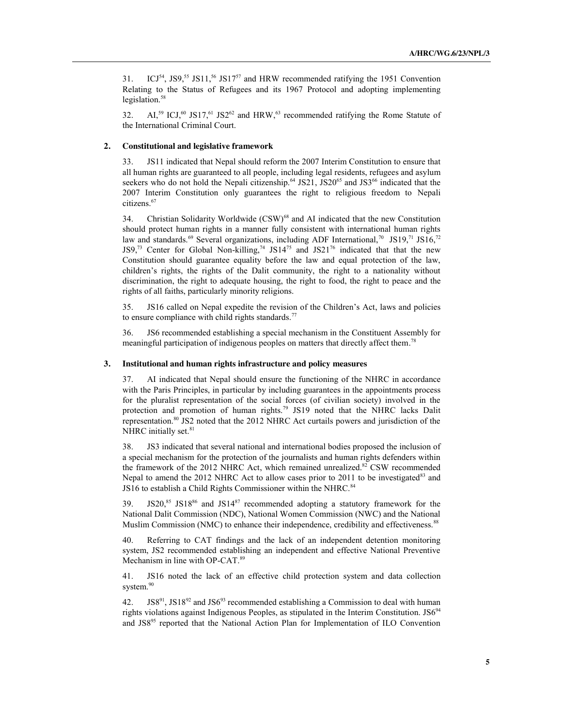31. ICJ[54], JS9,[55] JS11,[56] JS17[57] and HRW recommended ratifying the 1951 Convention Relating to the Status of Refugees and its 1967 Protocol and adopting implementing legislation.[58]

32. AI,[59] ICJ,[60] JS17,[61] JS2[62] and HRW,[63] recommended ratifying the Rome Statute of the International Criminal Court.

### 2. Constitutional and legislative framework

33. JS11 indicated that Nepal should reform the 2007 Interim Constitution to ensure that all human rights are guaranteed to all people, including legal residents, refugees and asylum seekers who do not hold the Nepali citizenship.[64] JS21, JS20[65] and JS3[66] indicated that the 2007 Interim Constitution only guarantees the right to religious freedom to Nepali citizens.[67]

34. Christian Solidarity Worldwide (CSW)[68] and AI indicated that the new Constitution should protect human rights in a manner fully consistent with international human rights law and standards.[69] Several organizations, including ADF International,[70] JS19,[71] JS16,[72] JS9,[73] Center for Global Non-killing,[74] JS14[75] and JS21[76] indicated that that the new Constitution should guarantee equality before the law and equal protection of the law, children's rights, the rights of the Dalit community, the right to a nationality without discrimination, the right to adequate housing, the right to food, the right to peace and the rights of all faiths, particularly minority religions.

35. JS16 called on Nepal expedite the revision of the Children's Act, laws and policies to ensure compliance with child rights standards.[77]

36. JS6 recommended establishing a special mechanism in the Constituent Assembly for meaningful participation of indigenous peoples on matters that directly affect them.[78]

### 3. Institutional and human rights infrastructure and policy measures

37. AI indicated that Nepal should ensure the functioning of the NHRC in accordance with the Paris Principles, in particular by including guarantees in the appointments process for the pluralist representation of the social forces (of civilian society) involved in the protection and promotion of human rights.[79] JS19 noted that the NHRC lacks Dalit representation.[80] JS2 noted that the 2012 NHRC Act curtails powers and jurisdiction of the NHRC initially set.[81]

38. JS3 indicated that several national and international bodies proposed the inclusion of a special mechanism for the protection of the journalists and human rights defenders within the framework of the 2012 NHRC Act, which remained unrealized.[82] CSW recommended Nepal to amend the 2012 NHRC Act to allow cases prior to 2011 to be investigated[83] and JS16 to establish a Child Rights Commissioner within the NHRC.[84]

39. JS20,[85] JS18[86] and JS14[87] recommended adopting a statutory framework for the National Dalit Commission (NDC), National Women Commission (NWC) and the National Muslim Commission (NMC) to enhance their independence, credibility and effectiveness.[88]

40. Referring to CAT findings and the lack of an independent detention monitoring system, JS2 recommended establishing an independent and effective National Preventive Mechanism in line with OP-CAT.[89]

41. JS16 noted the lack of an effective child protection system and data collection system.[90]

42. JS8[91], JS18[92] and JS6[93] recommended establishing a Commission to deal with human rights violations against Indigenous Peoples, as stipulated in the Interim Constitution. JS6[94] and JS8[95] reported that the National Action Plan for Implementation of ILO Convention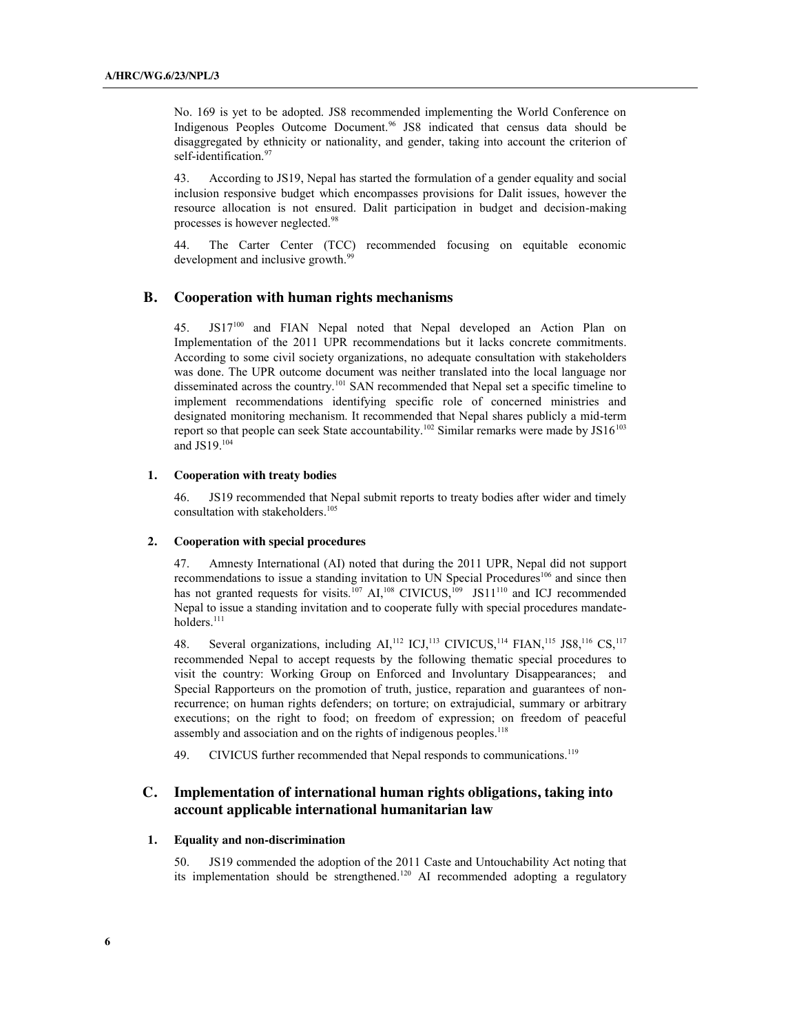No. 169 is yet to be adopted. JS8 recommended implementing the World Conference on Indigenous Peoples Outcome Document.[96] JS8 indicated that census data should be disaggregated by ethnicity or nationality, and gender, taking into account the criterion of self-identification.[97]

43. According to JS19, Nepal has started the formulation of a gender equality and social inclusion responsive budget which encompasses provisions for Dalit issues, however the resource allocation is not ensured. Dalit participation in budget and decision-making processes is however neglected.[98]

44. The Carter Center (TCC) recommended focusing on equitable economic development and inclusive growth.[99]

## B. Cooperation with human rights mechanisms

45. JS17[100] and FIAN Nepal noted that Nepal developed an Action Plan on Implementation of the 2011 UPR recommendations but it lacks concrete commitments. According to some civil society organizations, no adequate consultation with stakeholders was done. The UPR outcome document was neither translated into the local language nor disseminated across the country.[101] SAN recommended that Nepal set a specific timeline to implement recommendations identifying specific role of concerned ministries and designated monitoring mechanism. It recommended that Nepal shares publicly a mid-term report so that people can seek State accountability.[102] Similar remarks were made by JS16[103] and JS19.[104]

### 1. Cooperation with treaty bodies

46. JS19 recommended that Nepal submit reports to treaty bodies after wider and timely consultation with stakeholders.[105]

### 2. Cooperation with special procedures

47. Amnesty International (AI) noted that during the 2011 UPR, Nepal did not support recommendations to issue a standing invitation to UN Special Procedures[106] and since then has not granted requests for visits.[107] AI,[108] CIVICUS,[109] JS11[110] and ICJ recommended Nepal to issue a standing invitation and to cooperate fully with special procedures mandate-holders.[111]

48. Several organizations, including AI,[112] ICJ,[113] CIVICUS,[114] FIAN,[115] JS8,[116] CS,[117] recommended Nepal to accept requests by the following thematic special procedures to visit the country: Working Group on Enforced and Involuntary Disappearances; and Special Rapporteurs on the promotion of truth, justice, reparation and guarantees of non-recurrence; on human rights defenders; on torture; on extrajudicial, summary or arbitrary executions; on the right to food; on freedom of expression; on freedom of peaceful assembly and association and on the rights of indigenous peoples.[118]

49. CIVICUS further recommended that Nepal responds to communications.[119]

## C. Implementation of international human rights obligations, taking into account applicable international humanitarian law

### 1. Equality and non-discrimination

50. JS19 commended the adoption of the 2011 Caste and Untouchability Act noting that its implementation should be strengthened.[120] AI recommended adopting a regulatory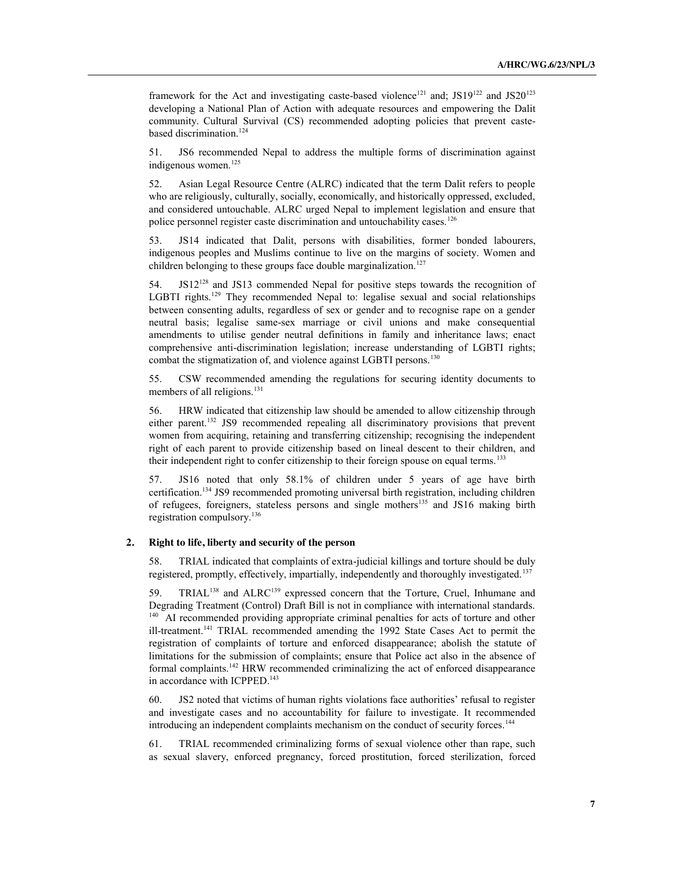framework for the Act and investigating caste-based violence[121] and; JS19[122] and JS20[123] developing a National Plan of Action with adequate resources and empowering the Dalit community. Cultural Survival (CS) recommended adopting policies that prevent caste-based discrimination.[124]

51. JS6 recommended Nepal to address the multiple forms of discrimination against indigenous women.[125]

52. Asian Legal Resource Centre (ALRC) indicated that the term Dalit refers to people who are religiously, culturally, socially, economically, and historically oppressed, excluded, and considered untouchable. ALRC urged Nepal to implement legislation and ensure that police personnel register caste discrimination and untouchability cases.[126]

53. JS14 indicated that Dalit, persons with disabilities, former bonded labourers, indigenous peoples and Muslims continue to live on the margins of society. Women and children belonging to these groups face double marginalization.[127]

54. JS12[128] and JS13 commended Nepal for positive steps towards the recognition of LGBTI rights.[129] They recommended Nepal to: legalise sexual and social relationships between consenting adults, regardless of sex or gender and to recognise rape on a gender neutral basis; legalise same-sex marriage or civil unions and make consequential amendments to utilise gender neutral definitions in family and inheritance laws; enact comprehensive anti-discrimination legislation; increase understanding of LGBTI rights; combat the stigmatization of, and violence against LGBTI persons.[130]

55. CSW recommended amending the regulations for securing identity documents to members of all religions.[131]

56. HRW indicated that citizenship law should be amended to allow citizenship through either parent.[132] JS9 recommended repealing all discriminatory provisions that prevent women from acquiring, retaining and transferring citizenship; recognising the independent right of each parent to provide citizenship based on lineal descent to their children, and their independent right to confer citizenship to their foreign spouse on equal terms.[133]

57. JS16 noted that only 58.1% of children under 5 years of age have birth certification.[134] JS9 recommended promoting universal birth registration, including children of refugees, foreigners, stateless persons and single mothers[135] and JS16 making birth registration compulsory.[136]

### 2. Right to life, liberty and security of the person

58. TRIAL indicated that complaints of extra-judicial killings and torture should be duly registered, promptly, effectively, impartially, independently and thoroughly investigated.[137]

59. TRIAL[138] and ALRC[139] expressed concern that the Torture, Cruel, Inhumane and Degrading Treatment (Control) Draft Bill is not in compliance with international standards.[140] AI recommended providing appropriate criminal penalties for acts of torture and other ill-treatment.[141] TRIAL recommended amending the 1992 State Cases Act to permit the registration of complaints of torture and enforced disappearance; abolish the statute of limitations for the submission of complaints; ensure that Police act also in the absence of formal complaints.[142] HRW recommended criminalizing the act of enforced disappearance in accordance with ICPPED.[143]

60. JS2 noted that victims of human rights violations face authorities' refusal to register and investigate cases and no accountability for failure to investigate. It recommended introducing an independent complaints mechanism on the conduct of security forces.[144]

61. TRIAL recommended criminalizing forms of sexual violence other than rape, such as sexual slavery, enforced pregnancy, forced prostitution, forced sterilization, forced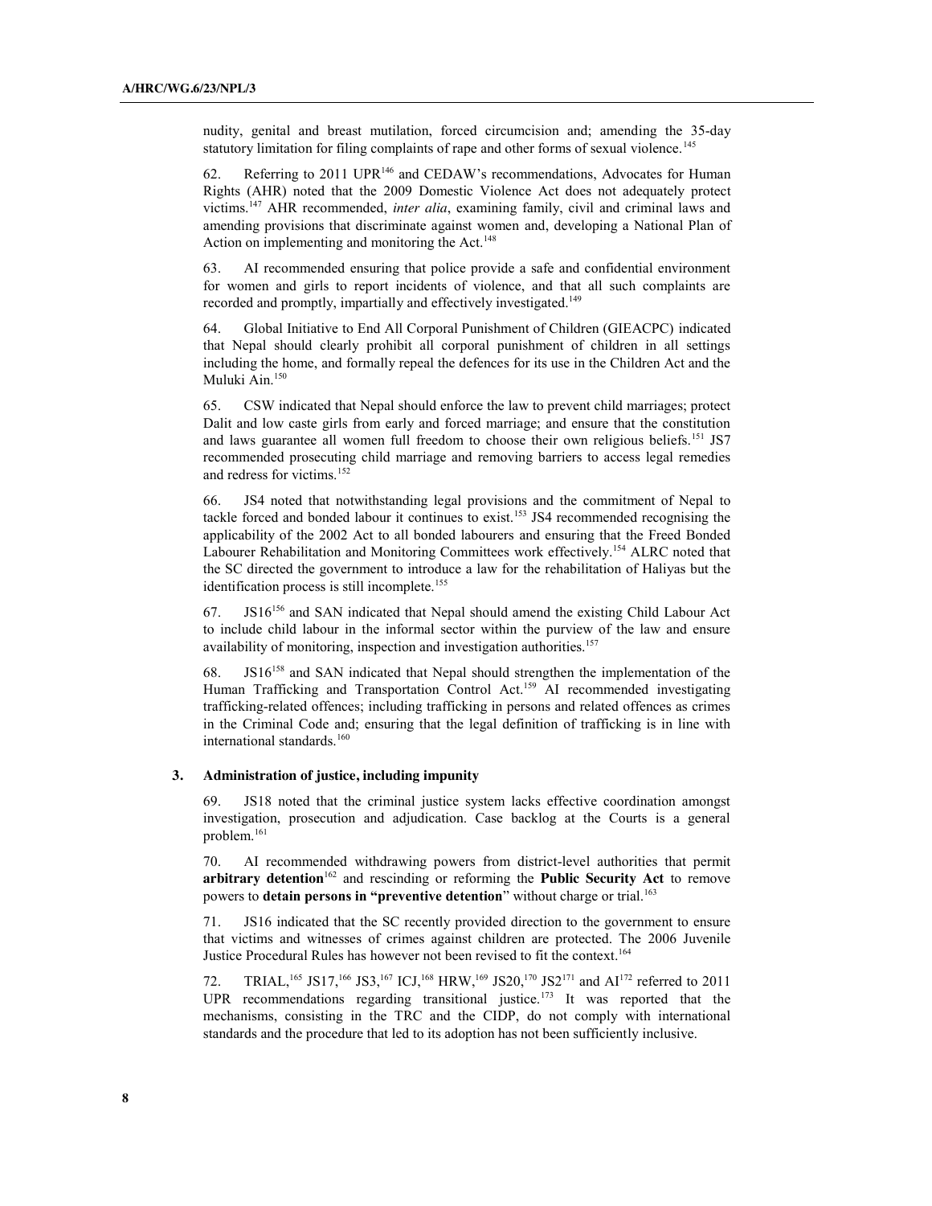nudity, genital and breast mutilation, forced circumcision and; amending the 35-day statutory limitation for filing complaints of rape and other forms of sexual violence.[145]

62. Referring to 2011 UPR[146] and CEDAW's recommendations, Advocates for Human Rights (AHR) noted that the 2009 Domestic Violence Act does not adequately protect victims.[147] AHR recommended, *inter alia*, examining family, civil and criminal laws and amending provisions that discriminate against women and, developing a National Plan of Action on implementing and monitoring the Act.[148]

63. AI recommended ensuring that police provide a safe and confidential environment for women and girls to report incidents of violence, and that all such complaints are recorded and promptly, impartially and effectively investigated.[149]

64. Global Initiative to End All Corporal Punishment of Children (GIEACPC) indicated that Nepal should clearly prohibit all corporal punishment of children in all settings including the home, and formally repeal the defences for its use in the Children Act and the Muluki Ain.[150]

65. CSW indicated that Nepal should enforce the law to prevent child marriages; protect Dalit and low caste girls from early and forced marriage; and ensure that the constitution and laws guarantee all women full freedom to choose their own religious beliefs.[151] JS7 recommended prosecuting child marriage and removing barriers to access legal remedies and redress for victims.[152]

66. JS4 noted that notwithstanding legal provisions and the commitment of Nepal to tackle forced and bonded labour it continues to exist.[153] JS4 recommended recognising the applicability of the 2002 Act to all bonded labourers and ensuring that the Freed Bonded Labourer Rehabilitation and Monitoring Committees work effectively.[154] ALRC noted that the SC directed the government to introduce a law for the rehabilitation of Haliyas but the identification process is still incomplete.[155]

67. JS16[156] and SAN indicated that Nepal should amend the existing Child Labour Act to include child labour in the informal sector within the purview of the law and ensure availability of monitoring, inspection and investigation authorities.[157]

68. JS16[158] and SAN indicated that Nepal should strengthen the implementation of the Human Trafficking and Transportation Control Act.[159] AI recommended investigating trafficking-related offences; including trafficking in persons and related offences as crimes in the Criminal Code and; ensuring that the legal definition of trafficking is in line with international standards.[160]

### 3. Administration of justice, including impunity

69. JS18 noted that the criminal justice system lacks effective coordination amongst investigation, prosecution and adjudication. Case backlog at the Courts is a general problem.[161]

70. AI recommended withdrawing powers from district-level authorities that permit **arbitrary detention**[162] and rescinding or reforming the **Public Security Act** to remove powers to **detain persons in "preventive detention**" without charge or trial.[163]

71. JS16 indicated that the SC recently provided direction to the government to ensure that victims and witnesses of crimes against children are protected. The 2006 Juvenile Justice Procedural Rules has however not been revised to fit the context.[164]

72. TRIAL,[165] JS17,[166] JS3,[167] ICJ,[168] HRW,[169] JS20,[170] JS2[171] and AI[172] referred to 2011 UPR recommendations regarding transitional justice.[173] It was reported that the mechanisms, consisting in the TRC and the CIDP, do not comply with international standards and the procedure that led to its adoption has not been sufficiently inclusive.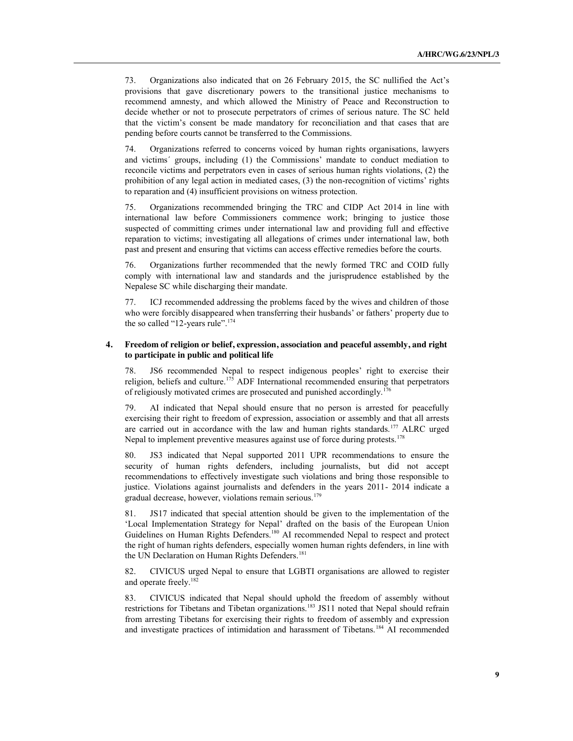73. Organizations also indicated that on 26 February 2015, the SC nullified the Act's provisions that gave discretionary powers to the transitional justice mechanisms to recommend amnesty, and which allowed the Ministry of Peace and Reconstruction to decide whether or not to prosecute perpetrators of crimes of serious nature. The SC held that the victim's consent be made mandatory for reconciliation and that cases that are pending before courts cannot be transferred to the Commissions.

74. Organizations referred to concerns voiced by human rights organisations, lawyers and victims´ groups, including (1) the Commissions' mandate to conduct mediation to reconcile victims and perpetrators even in cases of serious human rights violations, (2) the prohibition of any legal action in mediated cases, (3) the non-recognition of victims' rights to reparation and (4) insufficient provisions on witness protection.

75. Organizations recommended bringing the TRC and CIDP Act 2014 in line with international law before Commissioners commence work; bringing to justice those suspected of committing crimes under international law and providing full and effective reparation to victims; investigating all allegations of crimes under international law, both past and present and ensuring that victims can access effective remedies before the courts.

76. Organizations further recommended that the newly formed TRC and COID fully comply with international law and standards and the jurisprudence established by the Nepalese SC while discharging their mandate.

77. ICJ recommended addressing the problems faced by the wives and children of those who were forcibly disappeared when transferring their husbands' or fathers' property due to the so called "12-years rule".[174]

## 4. Freedom of religion or belief, expression, association and peaceful assembly, and right to participate in public and political life

78. JS6 recommended Nepal to respect indigenous peoples' right to exercise their religion, beliefs and culture.[175] ADF International recommended ensuring that perpetrators of religiously motivated crimes are prosecuted and punished accordingly.[176]

79. AI indicated that Nepal should ensure that no person is arrested for peacefully exercising their right to freedom of expression, association or assembly and that all arrests are carried out in accordance with the law and human rights standards.[177] ALRC urged Nepal to implement preventive measures against use of force during protests.[178]

80. JS3 indicated that Nepal supported 2011 UPR recommendations to ensure the security of human rights defenders, including journalists, but did not accept recommendations to effectively investigate such violations and bring those responsible to justice. Violations against journalists and defenders in the years 2011- 2014 indicate a gradual decrease, however, violations remain serious.[179]

81. JS17 indicated that special attention should be given to the implementation of the 'Local Implementation Strategy for Nepal' drafted on the basis of the European Union Guidelines on Human Rights Defenders.[180] AI recommended Nepal to respect and protect the right of human rights defenders, especially women human rights defenders, in line with the UN Declaration on Human Rights Defenders.[181]

82. CIVICUS urged Nepal to ensure that LGBTI organisations are allowed to register and operate freely.[182]

83. CIVICUS indicated that Nepal should uphold the freedom of assembly without restrictions for Tibetans and Tibetan organizations.[183] JS11 noted that Nepal should refrain from arresting Tibetans for exercising their rights to freedom of assembly and expression and investigate practices of intimidation and harassment of Tibetans.[184] AI recommended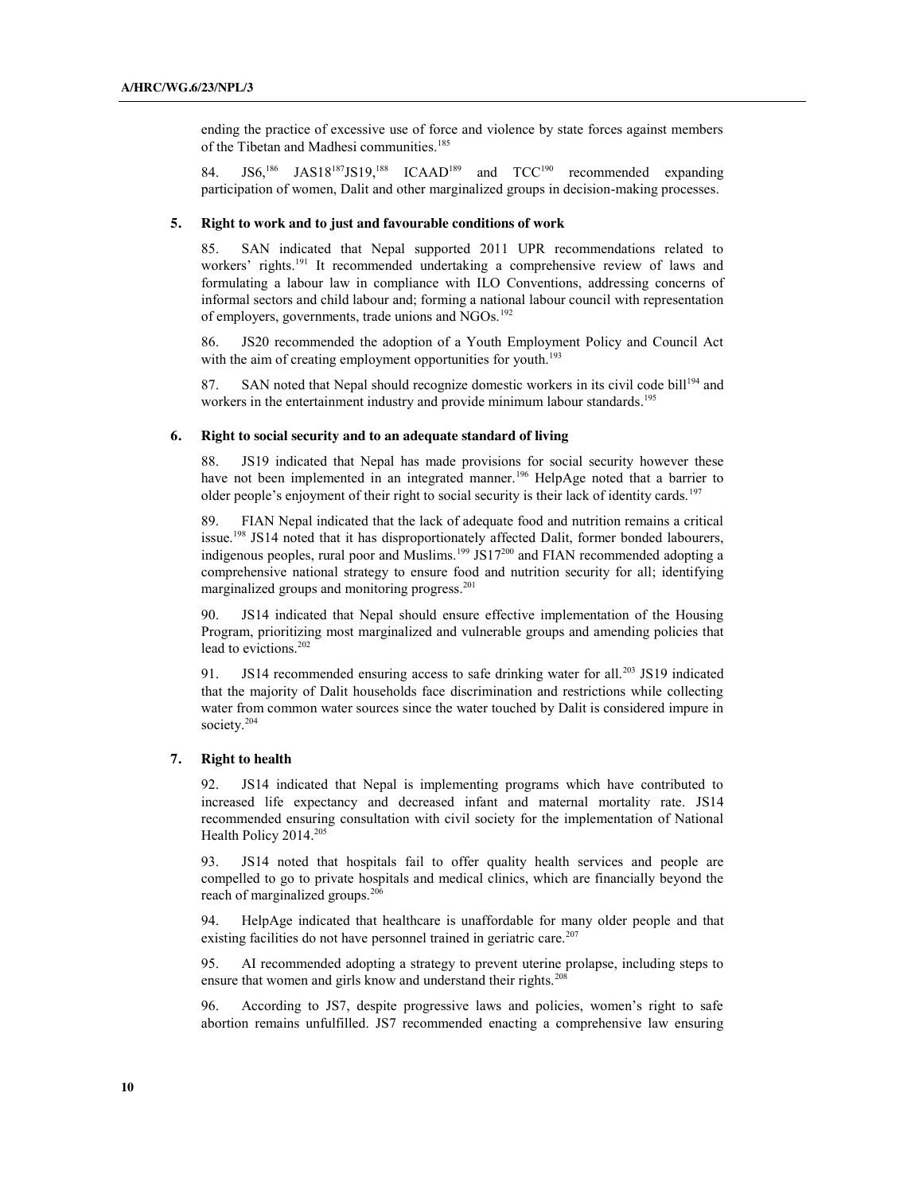ending the practice of excessive use of force and violence by state forces against members of the Tibetan and Madhesi communities.[185]

84. JS6,[186] JAS18[187]JS19,[188] ICAAD[189] and TCC[190] recommended expanding participation of women, Dalit and other marginalized groups in decision-making processes.

### 5. Right to work and to just and favourable conditions of work

85. SAN indicated that Nepal supported 2011 UPR recommendations related to workers' rights.[191] It recommended undertaking a comprehensive review of laws and formulating a labour law in compliance with ILO Conventions, addressing concerns of informal sectors and child labour and; forming a national labour council with representation of employers, governments, trade unions and NGOs.[192]

86. JS20 recommended the adoption of a Youth Employment Policy and Council Act with the aim of creating employment opportunities for youth.[193]

87. SAN noted that Nepal should recognize domestic workers in its civil code bill[194] and workers in the entertainment industry and provide minimum labour standards.[195]

### 6. Right to social security and to an adequate standard of living

88. JS19 indicated that Nepal has made provisions for social security however these have not been implemented in an integrated manner.[196] HelpAge noted that a barrier to older people's enjoyment of their right to social security is their lack of identity cards.[197]

89. FIAN Nepal indicated that the lack of adequate food and nutrition remains a critical issue.[198] JS14 noted that it has disproportionately affected Dalit, former bonded labourers, indigenous peoples, rural poor and Muslims.[199] JS17[200] and FIAN recommended adopting a comprehensive national strategy to ensure food and nutrition security for all; identifying marginalized groups and monitoring progress.[201]

90. JS14 indicated that Nepal should ensure effective implementation of the Housing Program, prioritizing most marginalized and vulnerable groups and amending policies that lead to evictions.[202]

91. JS14 recommended ensuring access to safe drinking water for all.[203] JS19 indicated that the majority of Dalit households face discrimination and restrictions while collecting water from common water sources since the water touched by Dalit is considered impure in society.[204]

### 7. Right to health

92. JS14 indicated that Nepal is implementing programs which have contributed to increased life expectancy and decreased infant and maternal mortality rate. JS14 recommended ensuring consultation with civil society for the implementation of National Health Policy 2014.[205]

93. JS14 noted that hospitals fail to offer quality health services and people are compelled to go to private hospitals and medical clinics, which are financially beyond the reach of marginalized groups.[206]

94. HelpAge indicated that healthcare is unaffordable for many older people and that existing facilities do not have personnel trained in geriatric care.[207]

95. AI recommended adopting a strategy to prevent uterine prolapse, including steps to ensure that women and girls know and understand their rights.[208]

96. According to JS7, despite progressive laws and policies, women's right to safe abortion remains unfulfilled. JS7 recommended enacting a comprehensive law ensuring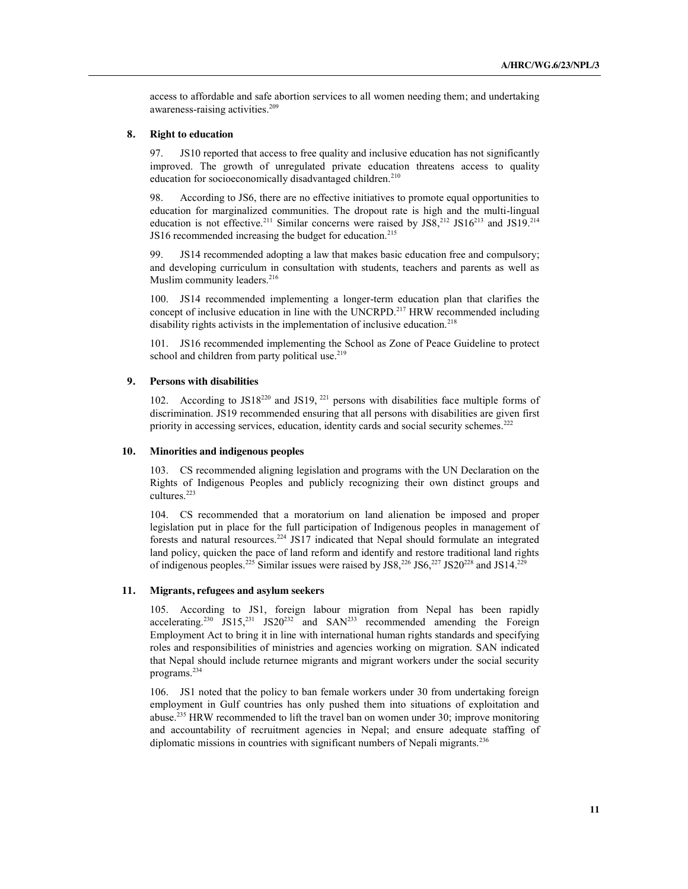access to affordable and safe abortion services to all women needing them; and undertaking awareness-raising activities.[209]

## 8. Right to education

97. JS10 reported that access to free quality and inclusive education has not significantly improved. The growth of unregulated private education threatens access to quality education for socioeconomically disadvantaged children.[210]

98. According to JS6, there are no effective initiatives to promote equal opportunities to education for marginalized communities. The dropout rate is high and the multi-lingual education is not effective.[211] Similar concerns were raised by JS8,[212] JS16[213] and JS19.[214] JS16 recommended increasing the budget for education.[215]

99. JS14 recommended adopting a law that makes basic education free and compulsory; and developing curriculum in consultation with students, teachers and parents as well as Muslim community leaders.[216]

100. JS14 recommended implementing a longer-term education plan that clarifies the concept of inclusive education in line with the UNCRPD.[217] HRW recommended including disability rights activists in the implementation of inclusive education.[218]

101. JS16 recommended implementing the School as Zone of Peace Guideline to protect school and children from party political use.[219]

## 9. Persons with disabilities

102. According to JS18[220] and JS19, [221] persons with disabilities face multiple forms of discrimination. JS19 recommended ensuring that all persons with disabilities are given first priority in accessing services, education, identity cards and social security schemes.[222]

## 10. Minorities and indigenous peoples

103. CS recommended aligning legislation and programs with the UN Declaration on the Rights of Indigenous Peoples and publicly recognizing their own distinct groups and cultures.[223]

104. CS recommended that a moratorium on land alienation be imposed and proper legislation put in place for the full participation of Indigenous peoples in management of forests and natural resources.[224] JS17 indicated that Nepal should formulate an integrated land policy, quicken the pace of land reform and identify and restore traditional land rights of indigenous peoples.[225] Similar issues were raised by JS8,[226] JS6,[227] JS20[228] and JS14.[229]

## 11. Migrants, refugees and asylum seekers

105. According to JS1, foreign labour migration from Nepal has been rapidly accelerating.[230] JS15,[231] JS20[232] and SAN[233] recommended amending the Foreign Employment Act to bring it in line with international human rights standards and specifying roles and responsibilities of ministries and agencies working on migration. SAN indicated that Nepal should include returnee migrants and migrant workers under the social security programs.[234]

106. JS1 noted that the policy to ban female workers under 30 from undertaking foreign employment in Gulf countries has only pushed them into situations of exploitation and abuse.[235] HRW recommended to lift the travel ban on women under 30; improve monitoring and accountability of recruitment agencies in Nepal; and ensure adequate staffing of diplomatic missions in countries with significant numbers of Nepali migrants.[236]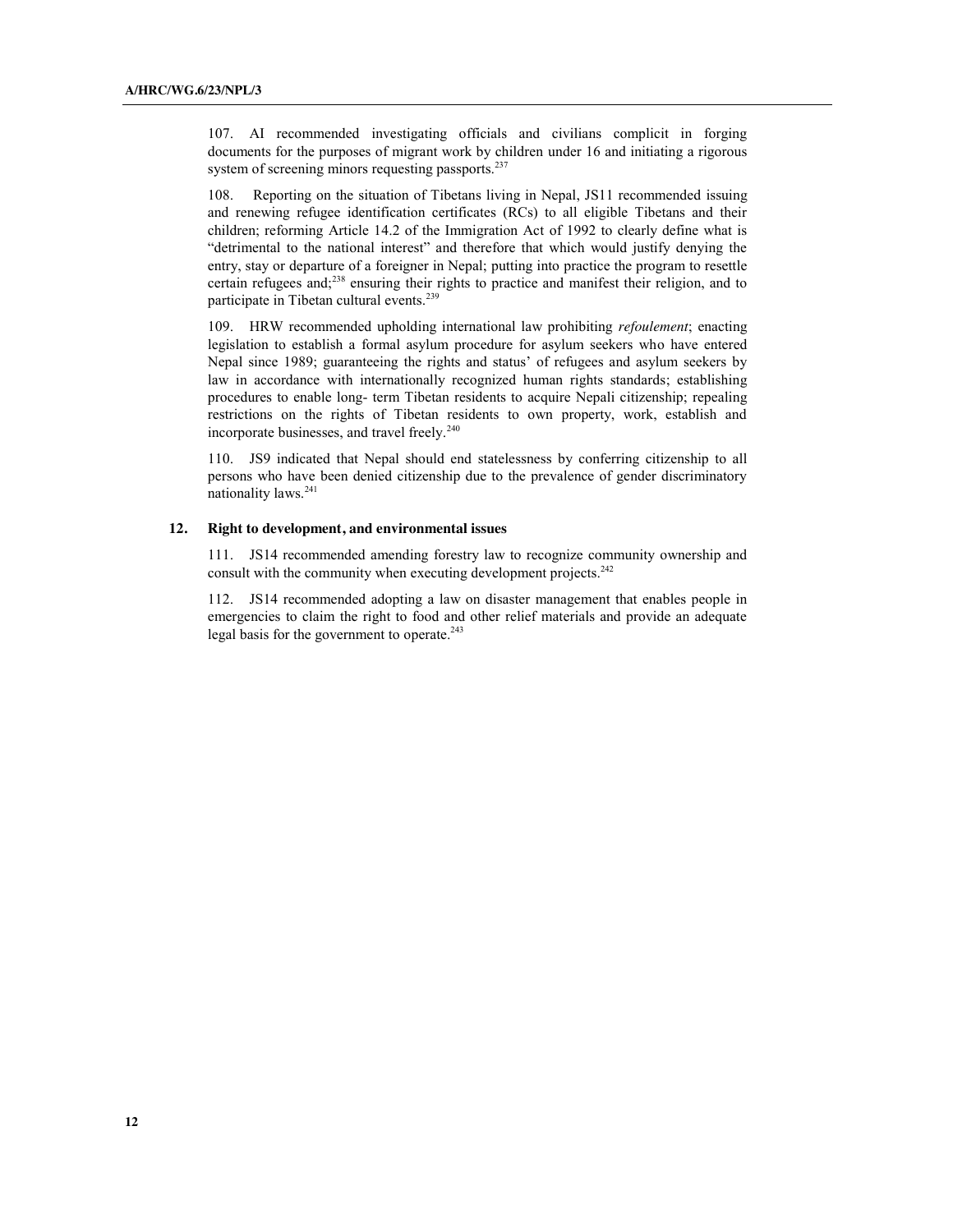107. AI recommended investigating officials and civilians complicit in forging documents for the purposes of migrant work by children under 16 and initiating a rigorous system of screening minors requesting passports.[237]

108. Reporting on the situation of Tibetans living in Nepal, JS11 recommended issuing and renewing refugee identification certificates (RCs) to all eligible Tibetans and their children; reforming Article 14.2 of the Immigration Act of 1992 to clearly define what is "detrimental to the national interest" and therefore that which would justify denying the entry, stay or departure of a foreigner in Nepal; putting into practice the program to resettle certain refugees and;[238] ensuring their rights to practice and manifest their religion, and to participate in Tibetan cultural events.[239]

109. HRW recommended upholding international law prohibiting *refoulement*; enacting legislation to establish a formal asylum procedure for asylum seekers who have entered Nepal since 1989; guaranteeing the rights and status' of refugees and asylum seekers by law in accordance with internationally recognized human rights standards; establishing procedures to enable long- term Tibetan residents to acquire Nepali citizenship; repealing restrictions on the rights of Tibetan residents to own property, work, establish and incorporate businesses, and travel freely.[240]

110. JS9 indicated that Nepal should end statelessness by conferring citizenship to all persons who have been denied citizenship due to the prevalence of gender discriminatory nationality laws.[241]

### 12. Right to development, and environmental issues

111. JS14 recommended amending forestry law to recognize community ownership and consult with the community when executing development projects.[242]

112. JS14 recommended adopting a law on disaster management that enables people in emergencies to claim the right to food and other relief materials and provide an adequate legal basis for the government to operate.[243]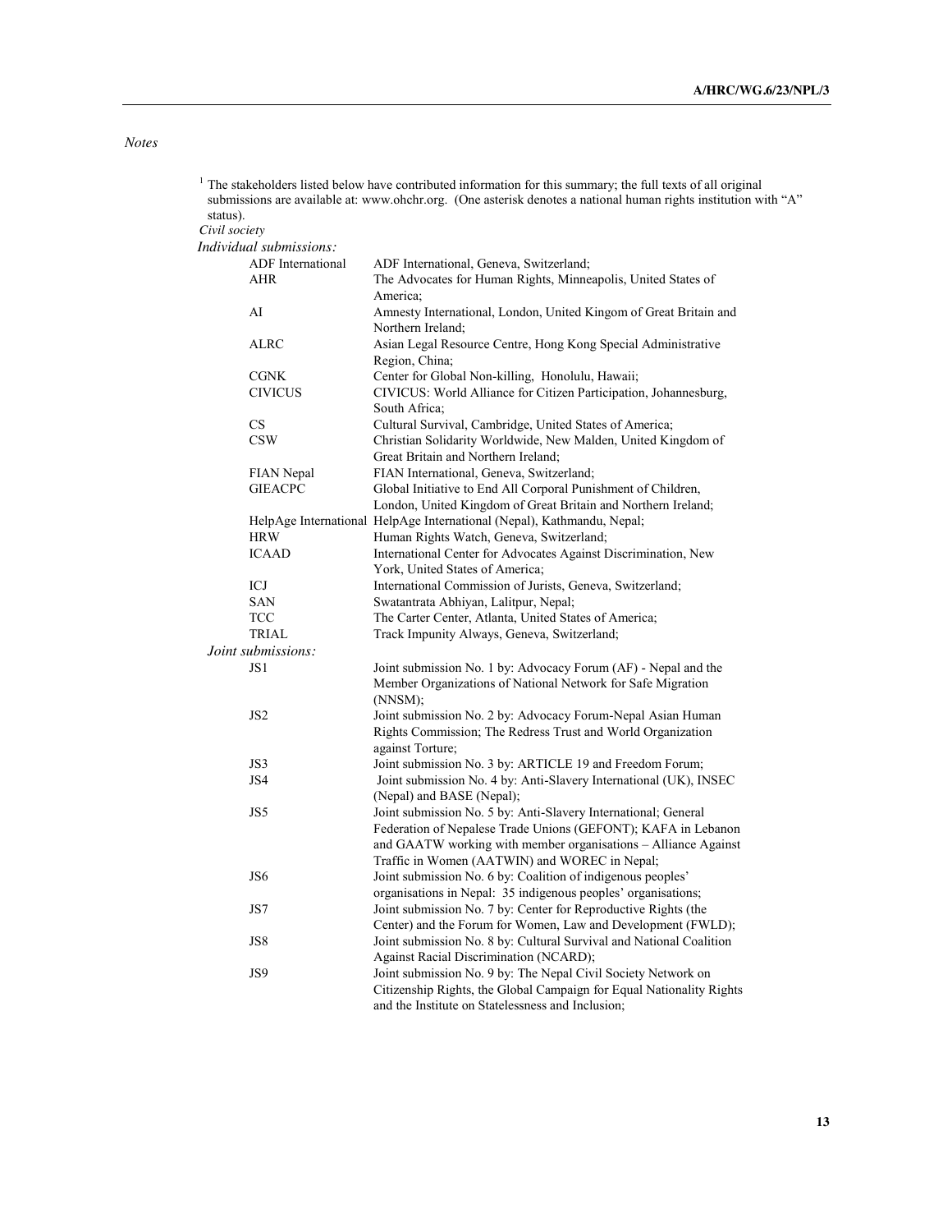*Notes*

[1] The stakeholders listed below have contributed information for this summary; the full texts of all original submissions are available at: www.ohchr.org. (One asterisk denotes a national human rights institution with "A" status).

*Civil society*

*Individual submissions:*

| | |
|---|---|
| ADF International | ADF International, Geneva, Switzerland; |
| AHR | The Advocates for Human Rights, Minneapolis, United States of America; |
| AI | Amnesty International, London, United Kingom of Great Britain and Northern Ireland; |
| ALRC | Asian Legal Resource Centre, Hong Kong Special Administrative Region, China; |
| CGNK | Center for Global Non-killing, Honolulu, Hawaii; |
| CIVICUS | CIVICUS: World Alliance for Citizen Participation, Johannesburg, South Africa; |
| CS | Cultural Survival, Cambridge, United States of America; |
| CSW | Christian Solidarity Worldwide, New Malden, United Kingdom of Great Britain and Northern Ireland; |
| FIAN Nepal | FIAN International, Geneva, Switzerland; |
| GIEACPC | Global Initiative to End All Corporal Punishment of Children, London, United Kingdom of Great Britain and Northern Ireland; |
| HelpAge International | HelpAge International (Nepal), Kathmandu, Nepal; |
| HRW | Human Rights Watch, Geneva, Switzerland; |
| ICAAD | International Center for Advocates Against Discrimination, New York, United States of America; |
| ICJ | International Commission of Jurists, Geneva, Switzerland; |
| SAN | Swatantrata Abhiyan, Lalitpur, Nepal; |
| TCC | The Carter Center, Atlanta, United States of America; |
| TRIAL | Track Impunity Always, Geneva, Switzerland; |

*Joint submissions:*

| | |
|---|---|
| JS1 | Joint submission No. 1 by: Advocacy Forum (AF) - Nepal and the Member Organizations of National Network for Safe Migration (NNSM); |
| JS2 | Joint submission No. 2 by: Advocacy Forum-Nepal Asian Human Rights Commission; The Redress Trust and World Organization against Torture; |
| JS3 | Joint submission No. 3 by: ARTICLE 19 and Freedom Forum; |
| JS4 | Joint submission No. 4 by: Anti-Slavery International (UK), INSEC (Nepal) and BASE (Nepal); |
| JS5 | Joint submission No. 5 by: Anti-Slavery International; General Federation of Nepalese Trade Unions (GEFONT); KAFA in Lebanon and GAATW working with member organisations – Alliance Against Traffic in Women (AATWIN) and WOREC in Nepal; |
| JS6 | Joint submission No. 6 by: Coalition of indigenous peoples' organisations in Nepal: 35 indigenous peoples' organisations; |
| JS7 | Joint submission No. 7 by: Center for Reproductive Rights (the Center) and the Forum for Women, Law and Development (FWLD); |
| JS8 | Joint submission No. 8 by: Cultural Survival and National Coalition Against Racial Discrimination (NCARD); |
| JS9 | Joint submission No. 9 by: The Nepal Civil Society Network on Citizenship Rights, the Global Campaign for Equal Nationality Rights and the Institute on Statelessness and Inclusion; |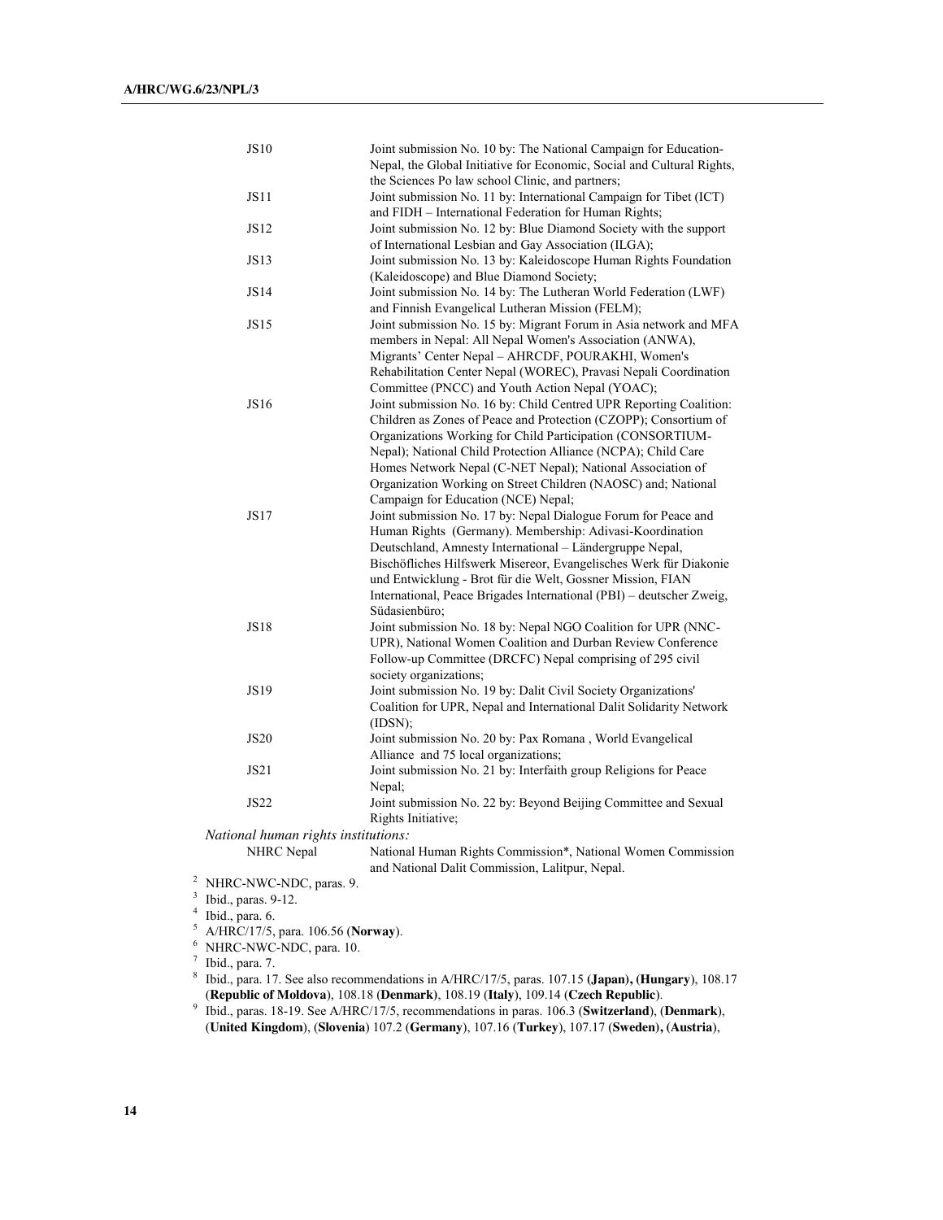| | |
|---|---|
| JS10 | Joint submission No. 10 by: The National Campaign for Education-Nepal, the Global Initiative for Economic, Social and Cultural Rights, the Sciences Po law school Clinic, and partners; |
| JS11 | Joint submission No. 11 by: International Campaign for Tibet (ICT) and FIDH – International Federation for Human Rights; |
| JS12 | Joint submission No. 12 by: Blue Diamond Society with the support of International Lesbian and Gay Association (ILGA); |
| JS13 | Joint submission No. 13 by: Kaleidoscope Human Rights Foundation (Kaleidoscope) and Blue Diamond Society; |
| JS14 | Joint submission No. 14 by: The Lutheran World Federation (LWF) and Finnish Evangelical Lutheran Mission (FELM); |
| JS15 | Joint submission No. 15 by: Migrant Forum in Asia network and MFA members in Nepal: All Nepal Women's Association (ANWA), Migrants' Center Nepal – AHRCDF, POURAKHI, Women's Rehabilitation Center Nepal (WOREC), Pravasi Nepali Coordination Committee (PNCC) and Youth Action Nepal (YOAC); |
| JS16 | Joint submission No. 16 by: Child Centred UPR Reporting Coalition: Children as Zones of Peace and Protection (CZOPP); Consortium of Organizations Working for Child Participation (CONSORTIUM-Nepal); National Child Protection Alliance (NCPA); Child Care Homes Network Nepal (C-NET Nepal); National Association of Organization Working on Street Children (NAOSC) and; National Campaign for Education (NCE) Nepal; |
| JS17 | Joint submission No. 17 by: Nepal Dialogue Forum for Peace and Human Rights (Germany). Membership: Adivasi-Koordination Deutschland, Amnesty International – Ländergruppe Nepal, Bischöfliches Hilfswerk Misereor, Evangelisches Werk für Diakonie und Entwicklung - Brot für die Welt, Gossner Mission, FIAN International, Peace Brigades International (PBI) – deutscher Zweig, Südasienbüro; |
| JS18 | Joint submission No. 18 by: Nepal NGO Coalition for UPR (NNC-UPR), National Women Coalition and Durban Review Conference Follow-up Committee (DRCFC) Nepal comprising of 295 civil society organizations; |
| JS19 | Joint submission No. 19 by: Dalit Civil Society Organizations' Coalition for UPR, Nepal and International Dalit Solidarity Network (IDSN); |
| JS20 | Joint submission No. 20 by: Pax Romana , World Evangelical Alliance and 75 local organizations; |
| JS21 | Joint submission No. 21 by: Interfaith group Religions for Peace Nepal; |
| JS22 | Joint submission No. 22 by: Beyond Beijing Committee and Sexual Rights Initiative; |

*National human rights institutions:*

| | |
|---|---|
| NHRC Nepal | National Human Rights Commission*, National Women Commission and National Dalit Commission, Lalitpur, Nepal. |

[2] NHRC-NWC-NDC, paras. 9.

[3] Ibid., paras. 9-12.

[4] Ibid., para. 6.

[5] A/HRC/17/5, para. 106.56 (**Norway**).

[6] NHRC-NWC-NDC, para. 10.

[7] Ibid., para. 7.

[8] Ibid., para. 17. See also recommendations in A/HRC/17/5, paras. 107.15 (**Japan**), (**Hungary**), 108.17 (**Republic of Moldova**), 108.18 (**Denmark**), 108.19 (**Italy**), 109.14 (**Czech Republic**).

[9] Ibid., paras. 18-19. See A/HRC/17/5, recommendations in paras. 106.3 (**Switzerland**), (**Denmark**), (**United Kingdom**), (**Slovenia**) 107.2 (**Germany**), 107.16 (**Turkey**), 107.17 (**Sweden**), (**Austria**),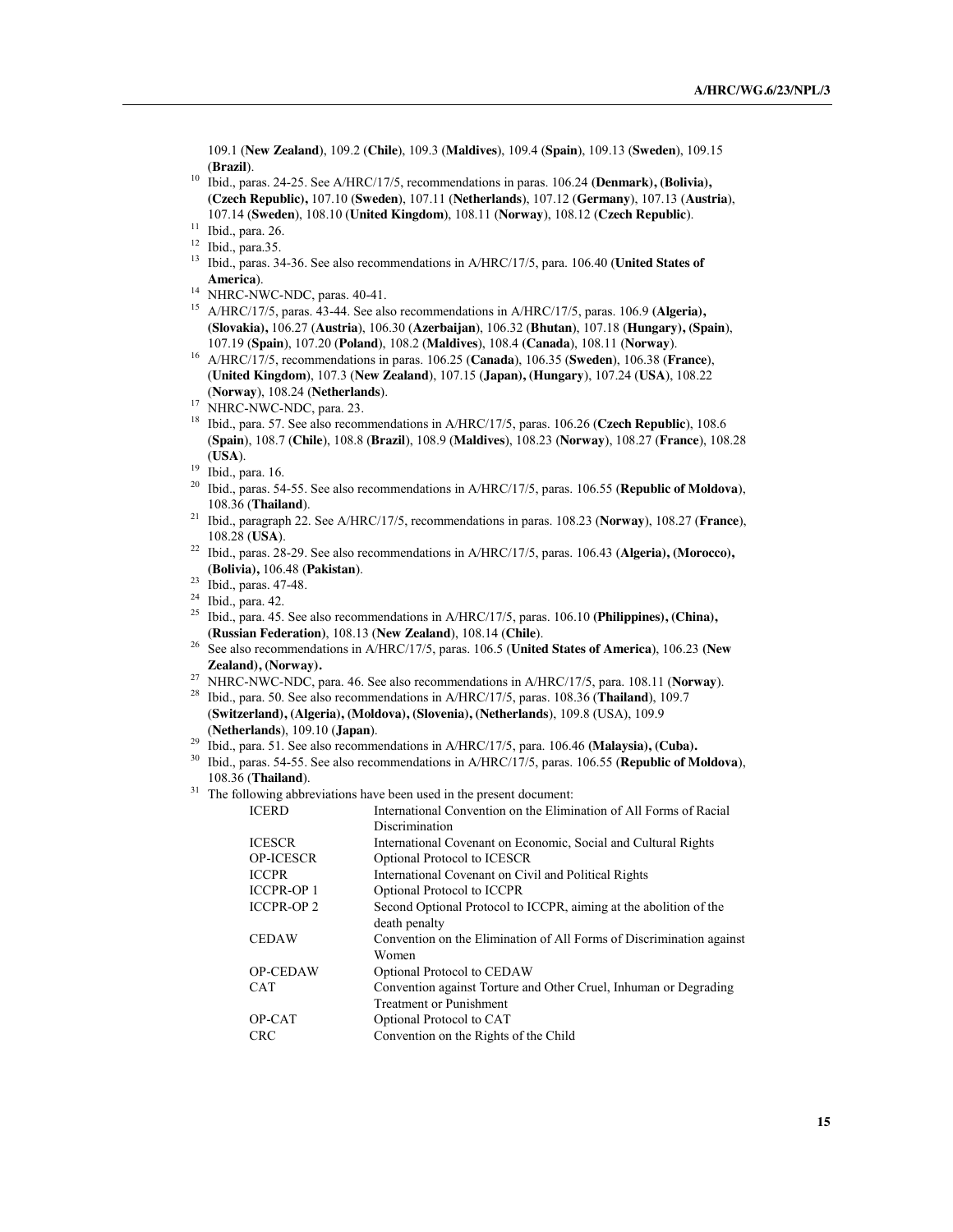109.1 (**New Zealand**), 109.2 (**Chile**), 109.3 (**Maldives**), 109.4 (**Spain**), 109.13 (**Sweden**), 109.15 (**Brazil**).

[10] Ibid., paras. 24-25. See A/HRC/17/5, recommendations in paras. 106.24 **(Denmark), (Bolivia), (Czech Republic),** 107.10 (**Sweden**), 107.11 (**Netherlands**), 107.12 (**Germany**), 107.13 (**Austria**), 107.14 (**Sweden**), 108.10 (**United Kingdom**), 108.11 (**Norway**), 108.12 (**Czech Republic**).

[11] Ibid., para. 26.

[12] Ibid., para.35.

[13] Ibid., paras. 34-36. See also recommendations in A/HRC/17/5, para. 106.40 (**United States of America**).

[14] NHRC-NWC-NDC, paras. 40-41.

[15] A/HRC/17/5, paras. 43-44. See also recommendations in A/HRC/17/5, paras. 106.9 **(Algeria), (Slovakia),** 106.27 (**Austria**), 106.30 (**Azerbaijan**), 106.32 (**Bhutan**), 107.18 (**Hungary**)**, (Spain)**, 107.19 (**Spain**), 107.20 (**Poland**), 108.2 (**Maldives**), 108.4 **(Canada**), 108.11 (**Norway**).

[16] A/HRC/17/5, recommendations in paras. 106.25 (**Canada**), 106.35 (**Sweden**), 106.38 (**France**), (**United Kingdom**), 107.3 (**New Zealand**), 107.15 (**Japan**)**, (Hungary**), 107.24 (**USA**), 108.22 (**Norway**), 108.24 (**Netherlands**).

[17] NHRC-NWC-NDC, para. 23.

[18] Ibid., para. 57. See also recommendations in A/HRC/17/5, paras. 106.26 (**Czech Republic**), 108.6 (**Spain**), 108.7 (**Chile**), 108.8 (**Brazil**), 108.9 (**Maldives**), 108.23 (**Norway**), 108.27 (**France**), 108.28 (**USA**).

[19] Ibid., para. 16.

[20] Ibid., paras. 54-55. See also recommendations in A/HRC/17/5, paras. 106.55 (**Republic of Moldova**), 108.36 (**Thailand**).

[21] Ibid., paragraph 22. See A/HRC/17/5, recommendations in paras. 108.23 (**Norway**), 108.27 (**France**), 108.28 (**USA**).

[22] Ibid., paras. 28-29. See also recommendations in A/HRC/17/5, paras. 106.43 (**Algeria**)**, (Morocco), (Bolivia),** 106.48 (**Pakistan**).

[23] Ibid., paras. 47-48.

[24] Ibid., para. 42.

[25] Ibid., para. 45. See also recommendations in A/HRC/17/5, paras. 106.10 **(Philippines), (China), (Russian Federation)**, 108.13 (**New Zealand**), 108.14 (**Chile**).

[26] See also recommendations in A/HRC/17/5, paras. 106.5 (**United States of America**), 106.23 **(New Zealand), (Norway).**

[27] NHRC-NWC-NDC, para. 46. See also recommendations in A/HRC/17/5, para. 108.11 (**Norway**).

[28] Ibid., para. 50. See also recommendations in A/HRC/17/5, paras. 108.36 (**Thailand**), 109.7 **(Switzerland), (Algeria), (Moldova), (Slovenia), (Netherlands**), 109.8 (USA), 109.9 (**Netherlands**), 109.10 (**Japan**).

[29] Ibid., para. 51. See also recommendations in A/HRC/17/5, para. 106.46 **(Malaysia), (Cuba).**

[30] Ibid., paras. 54-55. See also recommendations in A/HRC/17/5, paras. 106.55 (**Republic of Moldova**), 108.36 (**Thailand**).

[31] The following abbreviations have been used in the present document:

| | |
|---|---|
| ICERD | International Convention on the Elimination of All Forms of Racial Discrimination |
| ICESCR | International Covenant on Economic, Social and Cultural Rights |
| OP-ICESCR | Optional Protocol to ICESCR |
| ICCPR | International Covenant on Civil and Political Rights |
| ICCPR-OP 1 | Optional Protocol to ICCPR |
| ICCPR-OP 2 | Second Optional Protocol to ICCPR, aiming at the abolition of the death penalty |
| CEDAW | Convention on the Elimination of All Forms of Discrimination against Women |
| OP-CEDAW | Optional Protocol to CEDAW |
| CAT | Convention against Torture and Other Cruel, Inhuman or Degrading Treatment or Punishment |
| OP-CAT | Optional Protocol to CAT |
| CRC | Convention on the Rights of the Child |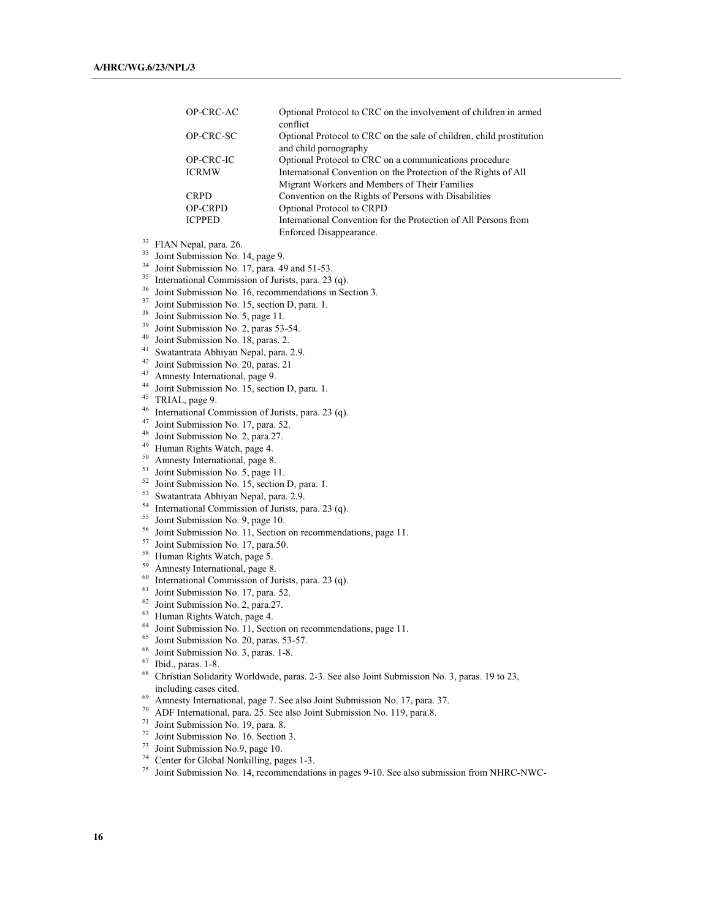| | |
|---|---|
| OP-CRC-AC | Optional Protocol to CRC on the involvement of children in armed conflict |
| OP-CRC-SC | Optional Protocol to CRC on the sale of children, child prostitution and child pornography |
| OP-CRC-IC | Optional Protocol to CRC on a communications procedure |
| ICRMW | International Convention on the Protection of the Rights of All Migrant Workers and Members of Their Families |
| CRPD | Convention on the Rights of Persons with Disabilities |
| OP-CRPD | Optional Protocol to CRPD |
| ICPPED | International Convention for the Protection of All Persons from Enforced Disappearance. |

[32] FIAN Nepal, para. 26.

[33] Joint Submission No. 14, page 9.

[34] Joint Submission No. 17, para. 49 and 51-53.

[35] International Commission of Jurists, para. 23 (q).

[36] Joint Submission No. 16, recommendations in Section 3.

[37] Joint Submission No. 15, section D, para. 1.

[38] Joint Submission No. 5, page 11.

[39] Joint Submission No. 2, paras 53-54.

[40] Joint Submission No. 18, paras. 2.

[41] Swatantrata Abhiyan Nepal, para. 2.9.

[42] Joint Submission No. 20, paras. 21

[43] Amnesty International, page 9.

[44] Joint Submission No. 15, section D, para. 1.

[45] TRIAL, page 9.

[46] International Commission of Jurists, para. 23 (q).

[47] Joint Submission No. 17, para. 52.

[48] Joint Submission No. 2, para.27.

[49] Human Rights Watch, page 4.

[50] Amnesty International, page 8.

[51] Joint Submission No. 5, page 11.

[52] Joint Submission No. 15, section D, para. 1.

[53] Swatantrata Abhiyan Nepal, para. 2.9.

[54] International Commission of Jurists, para. 23 (q).

[55] Joint Submission No. 9, page 10.

[56] Joint Submission No. 11, Section on recommendations, page 11.

[57] Joint Submission No. 17, para.50.

[58] Human Rights Watch, page 5.

[59] Amnesty International, page 8.

[60] International Commission of Jurists, para. 23 (q).

[61] Joint Submission No. 17, para. 52.

[62] Joint Submission No. 2, para.27.

[63] Human Rights Watch, page 4.

[64] Joint Submission No. 11, Section on recommendations, page 11.

[65] Joint Submission No. 20, paras. 53-57.

[66] Joint Submission No. 3, paras. 1-8.

[67] Ibid., paras. 1-8.

[68] Christian Solidarity Worldwide, paras. 2-3. See also Joint Submission No. 3, paras. 19 to 23, including cases cited.

[69] Amnesty International, page 7. See also Joint Submission No. 17, para. 37.

[70] ADF International, para. 25. See also Joint Submission No. 119, para.8.

[71] Joint Submission No. 19, para. 8.

[72] Joint Submission No. 16. Section 3.

[73] Joint Submission No.9, page 10.

[74] Center for Global Nonkilling, pages 1-3.

[75] Joint Submission No. 14, recommendations in pages 9-10. See also submission from NHRC-NWC-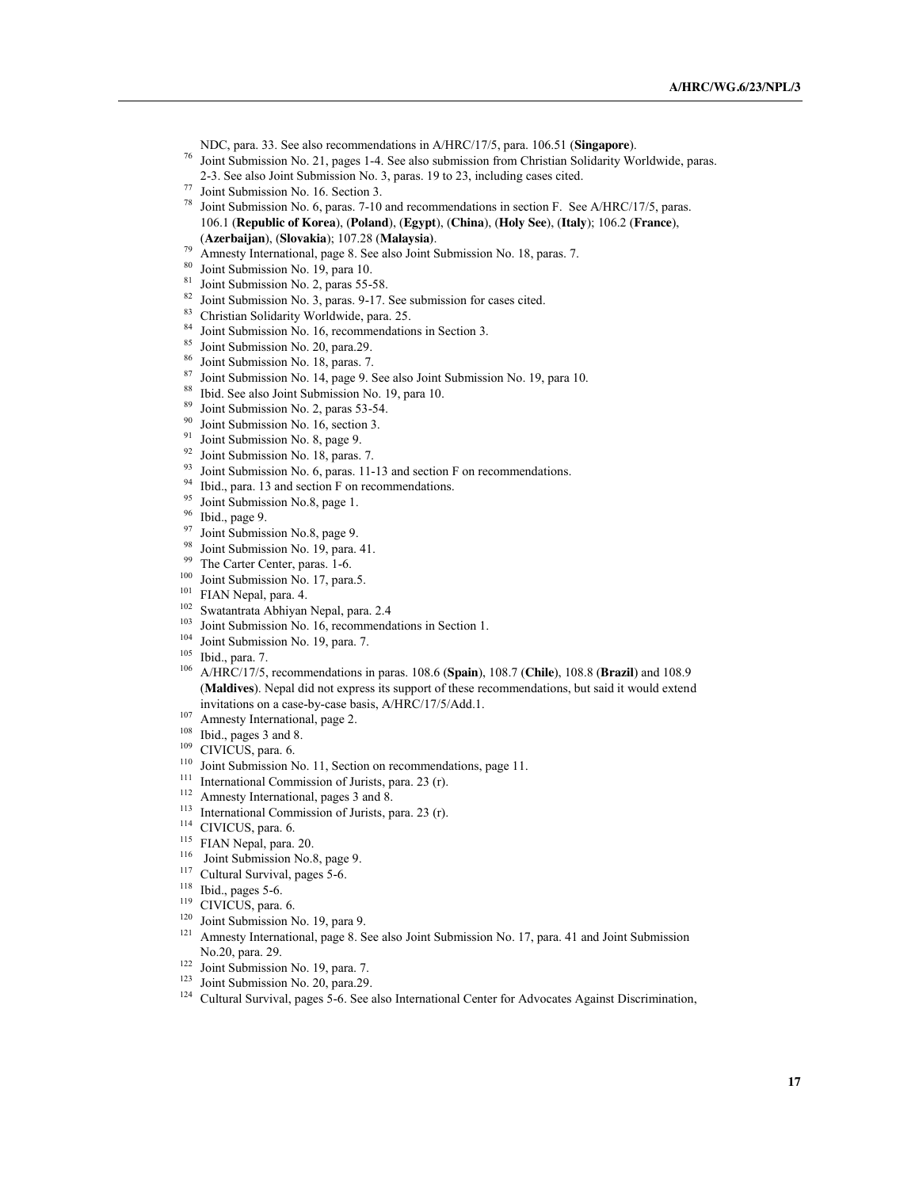NDC, para. 33. See also recommendations in A/HRC/17/5, para. 106.51 (**Singapore**).

[76] Joint Submission No. 21, pages 1-4. See also submission from Christian Solidarity Worldwide, paras. 2-3. See also Joint Submission No. 3, paras. 19 to 23, including cases cited.

[77] Joint Submission No. 16. Section 3.

[78] Joint Submission No. 6, paras. 7-10 and recommendations in section F. See A/HRC/17/5, paras. 106.1 (**Republic of Korea**), (**Poland**), (**Egypt**), (**China**), (**Holy See**), (**Italy**); 106.2 (**France**), (**Azerbaijan**), (**Slovakia**); 107.28 (**Malaysia**).

[79] Amnesty International, page 8. See also Joint Submission No. 18, paras. 7.

[80] Joint Submission No. 19, para 10.

[81] Joint Submission No. 2, paras 55-58.

[82] Joint Submission No. 3, paras. 9-17. See submission for cases cited.

[83] Christian Solidarity Worldwide, para. 25.

[84] Joint Submission No. 16, recommendations in Section 3.

[85] Joint Submission No. 20, para.29.

[86] Joint Submission No. 18, paras. 7.

[87] Joint Submission No. 14, page 9. See also Joint Submission No. 19, para 10.

[88] Ibid. See also Joint Submission No. 19, para 10.

[89] Joint Submission No. 2, paras 53-54.

[90] Joint Submission No. 16, section 3.

[91] Joint Submission No. 8, page 9.

[92] Joint Submission No. 18, paras. 7.

[93] Joint Submission No. 6, paras. 11-13 and section F on recommendations.

[94] Ibid., para. 13 and section F on recommendations.

[95] Joint Submission No.8, page 1.

[96] Ibid., page 9.

[97] Joint Submission No.8, page 9.

[98] Joint Submission No. 19, para. 41.

[99] The Carter Center, paras. 1-6.

[100] Joint Submission No. 17, para.5.

[101] FIAN Nepal, para. 4.

[102] Swatantrata Abhiyan Nepal, para. 2.4

[103] Joint Submission No. 16, recommendations in Section 1.

[104] Joint Submission No. 19, para. 7.

[105] Ibid., para. 7.

[106] A/HRC/17/5, recommendations in paras. 108.6 (**Spain**), 108.7 (**Chile**), 108.8 (**Brazil**) and 108.9 (**Maldives**). Nepal did not express its support of these recommendations, but said it would extend invitations on a case-by-case basis, A/HRC/17/5/Add.1.

[107] Amnesty International, page 2.

[108] Ibid., pages 3 and 8.

[109] CIVICUS, para. 6.

[110] Joint Submission No. 11, Section on recommendations, page 11.

[111] International Commission of Jurists, para. 23 (r).

[112] Amnesty International, pages 3 and 8.

[113] International Commission of Jurists, para. 23 (r).

[114] CIVICUS, para. 6.

[115] FIAN Nepal, para. 20.

[116] Joint Submission No.8, page 9.

[117] Cultural Survival, pages 5-6.

[118] Ibid., pages 5-6.

[119] CIVICUS, para. 6.

[120] Joint Submission No. 19, para 9.

[121] Amnesty International, page 8. See also Joint Submission No. 17, para. 41 and Joint Submission No.20, para. 29.

[122] Joint Submission No. 19, para. 7.

[123] Joint Submission No. 20, para.29.

[124] Cultural Survival, pages 5-6. See also International Center for Advocates Against Discrimination,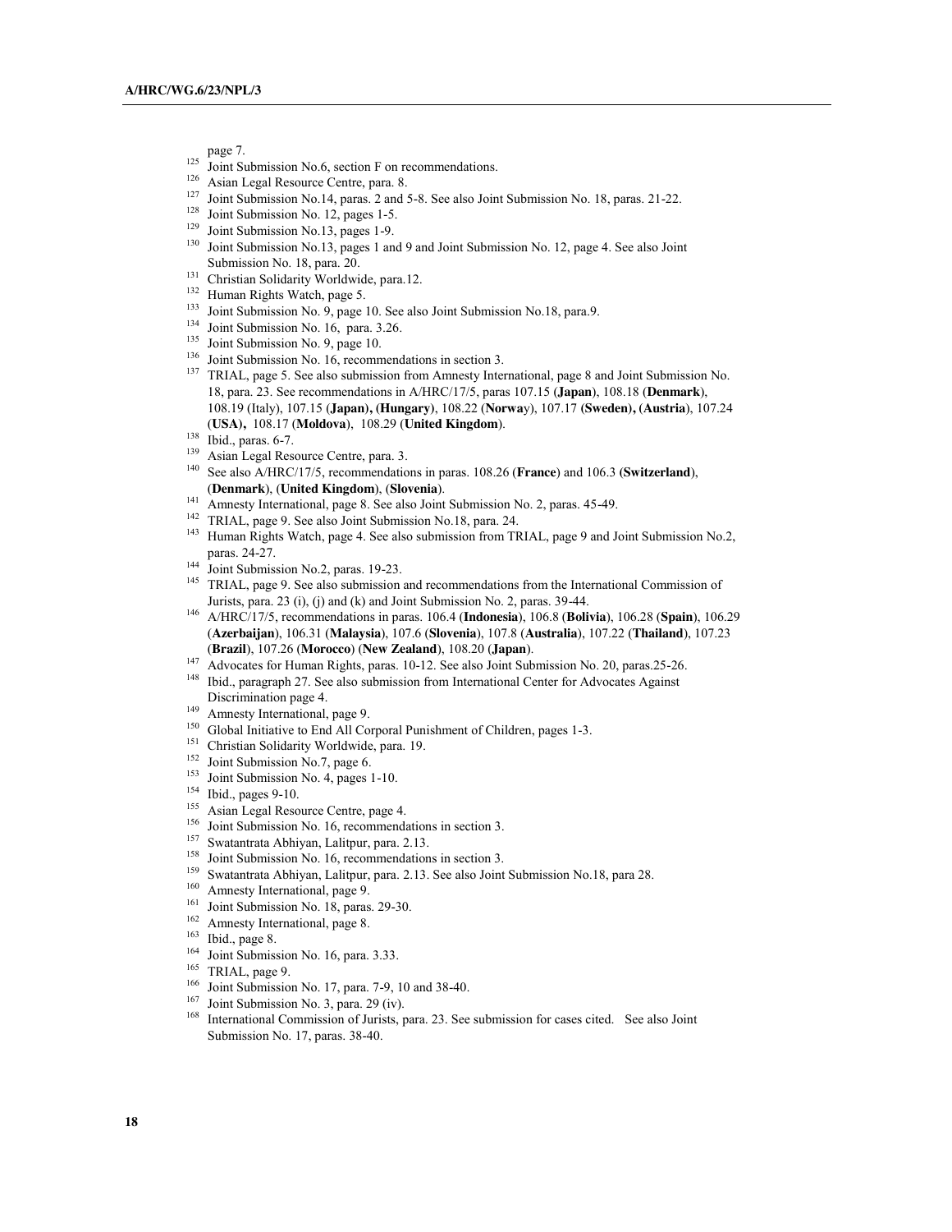page 7.

[125] Joint Submission No.6, section F on recommendations.

[126] Asian Legal Resource Centre, para. 8.

[127] Joint Submission No.14, paras. 2 and 5-8. See also Joint Submission No. 18, paras. 21-22.

[128] Joint Submission No. 12, pages 1-5.

[129] Joint Submission No.13, pages 1-9.

[130] Joint Submission No.13, pages 1 and 9 and Joint Submission No. 12, page 4. See also Joint Submission No. 18, para. 20.

[131] Christian Solidarity Worldwide, para.12.

[132] Human Rights Watch, page 5.

[133] Joint Submission No. 9, page 10. See also Joint Submission No.18, para.9.

[134] Joint Submission No. 16, para. 3.26.

[135] Joint Submission No. 9, page 10.

[136] Joint Submission No. 16, recommendations in section 3.

[137] TRIAL, page 5. See also submission from Amnesty International, page 8 and Joint Submission No. 18, para. 23. See recommendations in A/HRC/17/5, paras 107.15 (**Japan**), 108.18 (**Denmark**), 108.19 (Italy), 107.15 (**Japan**), (**Hungary**), 108.22 (**Norwa**y), 107.17 (**Sweden**), (**Austria**), 107.24 (**USA**), 108.17 (**Moldova**), 108.29 (**United Kingdom**).

[138] Ibid., paras. 6-7.

[139] Asian Legal Resource Centre, para. 3.

[140] See also A/HRC/17/5, recommendations in paras. 108.26 (**France**) and 106.3 (**Switzerland**), (**Denmark**), (**United Kingdom**), (**Slovenia**).

[141] Amnesty International, page 8. See also Joint Submission No. 2, paras. 45-49.

[142] TRIAL, page 9. See also Joint Submission No.18, para. 24.

[143] Human Rights Watch, page 4. See also submission from TRIAL, page 9 and Joint Submission No.2, paras. 24-27.

[144] Joint Submission No.2, paras. 19-23.

[145] TRIAL, page 9. See also submission and recommendations from the International Commission of Jurists, para. 23 (i), (j) and (k) and Joint Submission No. 2, paras. 39-44.

[146] A/HRC/17/5, recommendations in paras. 106.4 (**Indonesia**), 106.8 (**Bolivia**), 106.28 (**Spain**), 106.29 (**Azerbaijan**), 106.31 (**Malaysia**), 107.6 (**Slovenia**), 107.8 (**Australia**), 107.22 (**Thailand**), 107.23 (**Brazil**), 107.26 (**Morocco**) (**New Zealand**), 108.20 (**Japan**).

[147] Advocates for Human Rights, paras. 10-12. See also Joint Submission No. 20, paras.25-26.

[148] Ibid., paragraph 27. See also submission from International Center for Advocates Against Discrimination page 4.

[149] Amnesty International, page 9.

[150] Global Initiative to End All Corporal Punishment of Children, pages 1-3.

[151] Christian Solidarity Worldwide, para. 19.

[152] Joint Submission No.7, page 6.

[153] Joint Submission No. 4, pages 1-10.

[154] Ibid., pages 9-10.

[155] Asian Legal Resource Centre, page 4.

[156] Joint Submission No. 16, recommendations in section 3.

[157] Swatantrata Abhiyan, Lalitpur, para. 2.13.

[158] Joint Submission No. 16, recommendations in section 3.

[159] Swatantrata Abhiyan, Lalitpur, para. 2.13. See also Joint Submission No.18, para 28.

[160] Amnesty International, page 9.

[161] Joint Submission No. 18, paras. 29-30.

[162] Amnesty International, page 8.

[163] Ibid., page 8.

[164] Joint Submission No. 16, para. 3.33.

[165] TRIAL, page 9.

[166] Joint Submission No. 17, para. 7-9, 10 and 38-40.

[167] Joint Submission No. 3, para. 29 (iv).

[168] International Commission of Jurists, para. 23. See submission for cases cited. See also Joint Submission No. 17, paras. 38-40.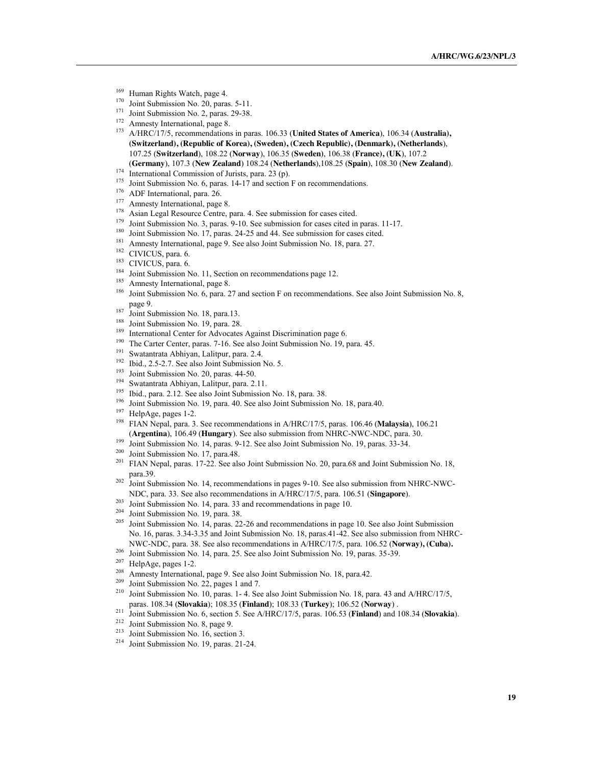[169] Human Rights Watch, page 4.

[170] Joint Submission No. 20, paras. 5-11.

[171] Joint Submission No. 2, paras. 29-38.

[172] Amnesty International, page 8.

[173] A/HRC/17/5, recommendations in paras. 106.33 (**United States of America**), 106.34 (**Australia), (Switzerland), (Republic of Korea), (Sweden), (Czech Republic), (Denmark**), (**Netherlands**), 107.25 (**Switzerland**), 108.22 (**Norway**), 106.35 (**Sweden**), 106.38 (**France), (UK**), 107.2 (**Germany**), 107.3 (**New Zealand**) 108.24 (**Netherlands**),108.25 (**Spain**), 108.30 (**New Zealand**).

[174] International Commission of Jurists, para. 23 (p).

[175] Joint Submission No. 6, paras. 14-17 and section F on recommendations.

[176] ADF International, para. 26.

[177] Amnesty International, page 8.

[178] Asian Legal Resource Centre, para. 4. See submission for cases cited.

[179] Joint Submission No. 3, paras. 9-10. See submission for cases cited in paras. 11-17.

[180] Joint Submission No. 17, paras. 24-25 and 44. See submission for cases cited.

[181] Amnesty International, page 9. See also Joint Submission No. 18, para. 27.

[182] CIVICUS, para. 6.

[183] CIVICUS, para. 6.

[184] Joint Submission No. 11, Section on recommendations page 12.

[185] Amnesty International, page 8.

[186] Joint Submission No. 6, para. 27 and section F on recommendations. See also Joint Submission No. 8, page 9.

[187] Joint Submission No. 18, para.13.

[188] Joint Submission No. 19, para. 28.

[189] International Center for Advocates Against Discrimination page 6.

[190] The Carter Center, paras. 7-16. See also Joint Submission No. 19, para. 45.

[191] Swatantrata Abhiyan, Lalitpur, para. 2.4.

[192] Ibid., 2.5-2.7. See also Joint Submission No. 5.

[193] Joint Submission No. 20, paras. 44-50.

[194] Swatantrata Abhiyan, Lalitpur, para. 2.11.

[195] Ibid., para. 2.12. See also Joint Submission No. 18, para. 38.

[196] Joint Submission No. 19, para. 40. See also Joint Submission No. 18, para.40.

[197] HelpAge, pages 1-2.

[198] FIAN Nepal, para. 3. See recommendations in A/HRC/17/5, paras. 106.46 (**Malaysia**), 106.21 (**Argentina**), 106.49 (**Hungary**). See also submission from NHRC-NWC-NDC, para. 30.

[199] Joint Submission No. 14, paras. 9-12. See also Joint Submission No. 19, paras. 33-34.

[200] Joint Submission No. 17, para.48.

[201] FIAN Nepal, paras. 17-22. See also Joint Submission No. 20, para.68 and Joint Submission No. 18, para.39.

[202] Joint Submission No. 14, recommendations in pages 9-10. See also submission from NHRC-NWC-NDC, para. 33. See also recommendations in A/HRC/17/5, para. 106.51 (**Singapore**).

[203] Joint Submission No. 14, para. 33 and recommendations in page 10.

[204] Joint Submission No. 19, para. 38.

[205] Joint Submission No. 14, paras. 22-26 and recommendations in page 10. See also Joint Submission No. 16, paras. 3.34-3.35 and Joint Submission No. 18, paras.41-42. See also submission from NHRC-NWC-NDC, para. 38. See also recommendations in A/HRC/17/5, para. 106.52 (**Norway), (Cuba).**

[206] Joint Submission No. 14, para. 25. See also Joint Submission No. 19, paras. 35-39.

[207] HelpAge, pages 1-2.

[208] Amnesty International, page 9. See also Joint Submission No. 18, para.42.

[209] Joint Submission No. 22, pages 1 and 7.

[210] Joint Submission No. 10, paras. 1- 4. See also Joint Submission No. 18, para. 43 and A/HRC/17/5, paras. 108.34 (**Slovakia**); 108.35 (**Finland**); 108.33 (**Turkey**); 106.52 (**Norway**) .

[211] Joint Submission No. 6, section 5. See A/HRC/17/5, paras. 106.53 (**Finland**) and 108.34 (**Slovakia**).

[212] Joint Submission No. 8, page 9.

[213] Joint Submission No. 16, section 3.

[214] Joint Submission No. 19, paras. 21-24.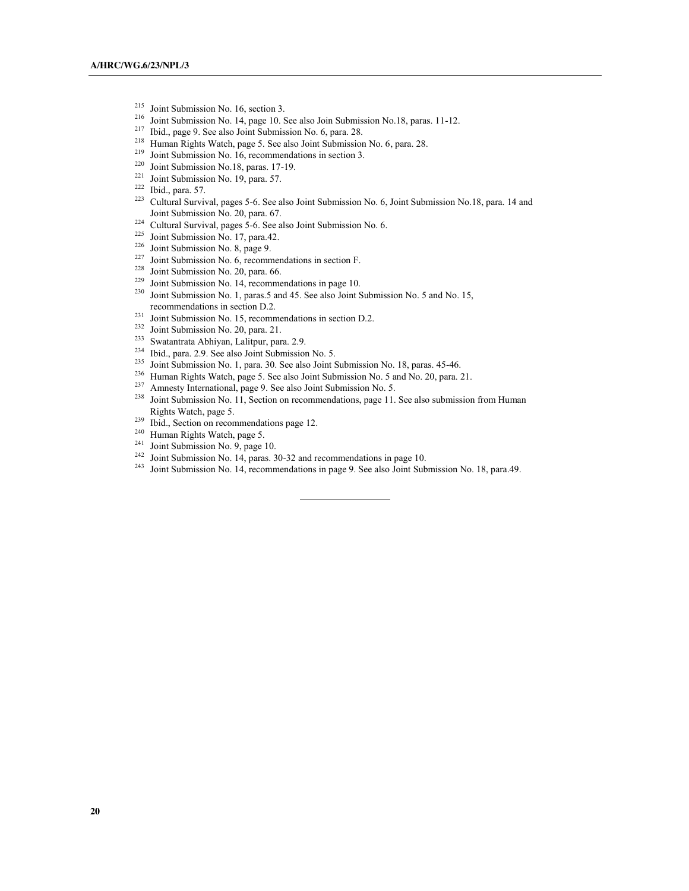[215] Joint Submission No. 16, section 3.
[216] Joint Submission No. 14, page 10. See also Join Submission No.18, paras. 11-12.
[217] Ibid., page 9. See also Joint Submission No. 6, para. 28.
[218] Human Rights Watch, page 5. See also Joint Submission No. 6, para. 28.
[219] Joint Submission No. 16, recommendations in section 3.
[220] Joint Submission No.18, paras. 17-19.
[221] Joint Submission No. 19, para. 57.
[222] Ibid., para. 57.
[223] Cultural Survival, pages 5-6. See also Joint Submission No. 6, Joint Submission No.18, para. 14 and Joint Submission No. 20, para. 67.
[224] Cultural Survival, pages 5-6. See also Joint Submission No. 6.
[225] Joint Submission No. 17, para.42.
[226] Joint Submission No. 8, page 9.
[227] Joint Submission No. 6, recommendations in section F.
[228] Joint Submission No. 20, para. 66.
[229] Joint Submission No. 14, recommendations in page 10.
[230] Joint Submission No. 1, paras.5 and 45. See also Joint Submission No. 5 and No. 15, recommendations in section D.2.
[231] Joint Submission No. 15, recommendations in section D.2.
[232] Joint Submission No. 20, para. 21.
[233] Swatantrata Abhiyan, Lalitpur, para. 2.9.
[234] Ibid., para. 2.9. See also Joint Submission No. 5.
[235] Joint Submission No. 1, para. 30. See also Joint Submission No. 18, paras. 45-46.
[236] Human Rights Watch, page 5. See also Joint Submission No. 5 and No. 20, para. 21.
[237] Amnesty International, page 9. See also Joint Submission No. 5.
[238] Joint Submission No. 11, Section on recommendations, page 11. See also submission from Human Rights Watch, page 5.
[239] Ibid., Section on recommendations page 12.
[240] Human Rights Watch, page 5.
[241] Joint Submission No. 9, page 10.
[242] Joint Submission No. 14, paras. 30-32 and recommendations in page 10.
[243] Joint Submission No. 14, recommendations in page 9. See also Joint Submission No. 18, para.49.